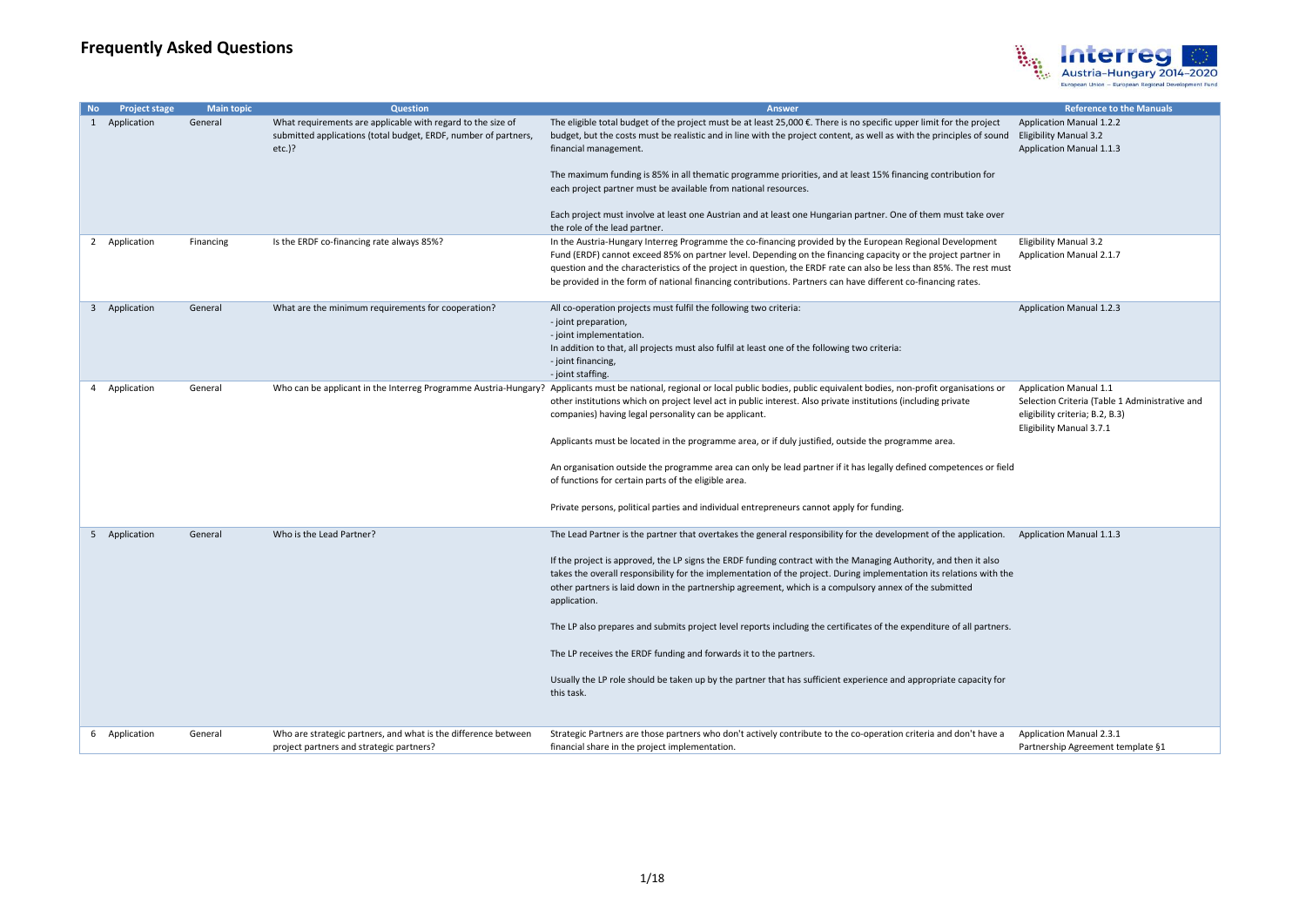# Frequently Asked Questions

| No | Project stage | Main topic | Question | Answer | Reference to the Manuals |
|---|---|---|---|---|---|
| 1 | Application | General | What requirements are applicable with regard to the size of submitted applications (total budget, ERDF, number of partners, etc.)? | The eligible total budget of the project must be at least 25,000 €. There is no specific upper limit for the project budget, but the costs must be realistic and in line with the project content, as well as with the principles of sound financial management.<br><br>The maximum funding is 85% in all thematic programme priorities, and at least 15% financing contribution for each project partner must be available from national resources.<br><br>Each project must involve at least one Austrian and at least one Hungarian partner. One of them must take over the role of the lead partner. | Application Manual 1.2.2<br>Eligibility Manual 3.2<br>Application Manual 1.1.3 |
| 2 | Application | Financing | Is the ERDF co-financing rate always 85%? | In the Austria-Hungary Interreg Programme the co-financing provided by the European Regional Development Fund (ERDF) cannot exceed 85% on partner level. Depending on the financing capacity or the project partner in question and the characteristics of the project in question, the ERDF rate can also be less than 85%. The rest must be provided in the form of national financing contributions. Partners can have different co-financing rates. | Eligibility Manual 3.2<br>Application Manual 2.1.7 |
| 3 | Application | General | What are the minimum requirements for cooperation? | All co-operation projects must fulfil the following two criteria:<br>- joint preparation,<br>- joint implementation.<br>In addition to that, all projects must also fulfil at least one of the following two criteria:<br>- joint financing,<br>- joint staffing. | Application Manual 1.2.3 |
| 4 | Application | General | Who can be applicant in the Interreg Programme Austria-Hungary? | Applicants must be national, regional or local public bodies, public equivalent bodies, non-profit organisations or other institutions which on project level act in public interest. Also private institutions (including private companies) having legal personality can be applicant.<br><br>Applicants must be located in the programme area, or if duly justified, outside the programme area.<br><br>An organisation outside the programme area can only be lead partner if it has legally defined competences or field of functions for certain parts of the eligible area.<br><br>Private persons, political parties and individual entrepreneurs cannot apply for funding. | Application Manual 1.1<br>Selection Criteria (Table 1 Administrative and eligibility criteria; B.2, B.3)<br>Eligibility Manual 3.7.1 |
| 5 | Application | General | Who is the Lead Partner? | The Lead Partner is the partner that overtakes the general responsibility for the development of the application.<br><br>If the project is approved, the LP signs the ERDF funding contract with the Managing Authority, and then it also takes the overall responsibility for the implementation of the project. During implementation its relations with the other partners is laid down in the partnership agreement, which is a compulsory annex of the submitted application.<br><br>The LP also prepares and submits project level reports including the certificates of the expenditure of all partners.<br><br>The LP receives the ERDF funding and forwards it to the partners.<br><br>Usually the LP role should be taken up by the partner that has sufficient experience and appropriate capacity for this task. | Application Manual 1.1.3 |
| 6 | Application | General | Who are strategic partners, and what is the difference between project partners and strategic partners? | Strategic Partners are those partners who don't actively contribute to the co-operation criteria and don't have a financial share in the project implementation. | Application Manual 2.3.1<br>Partnership Agreement template §1 |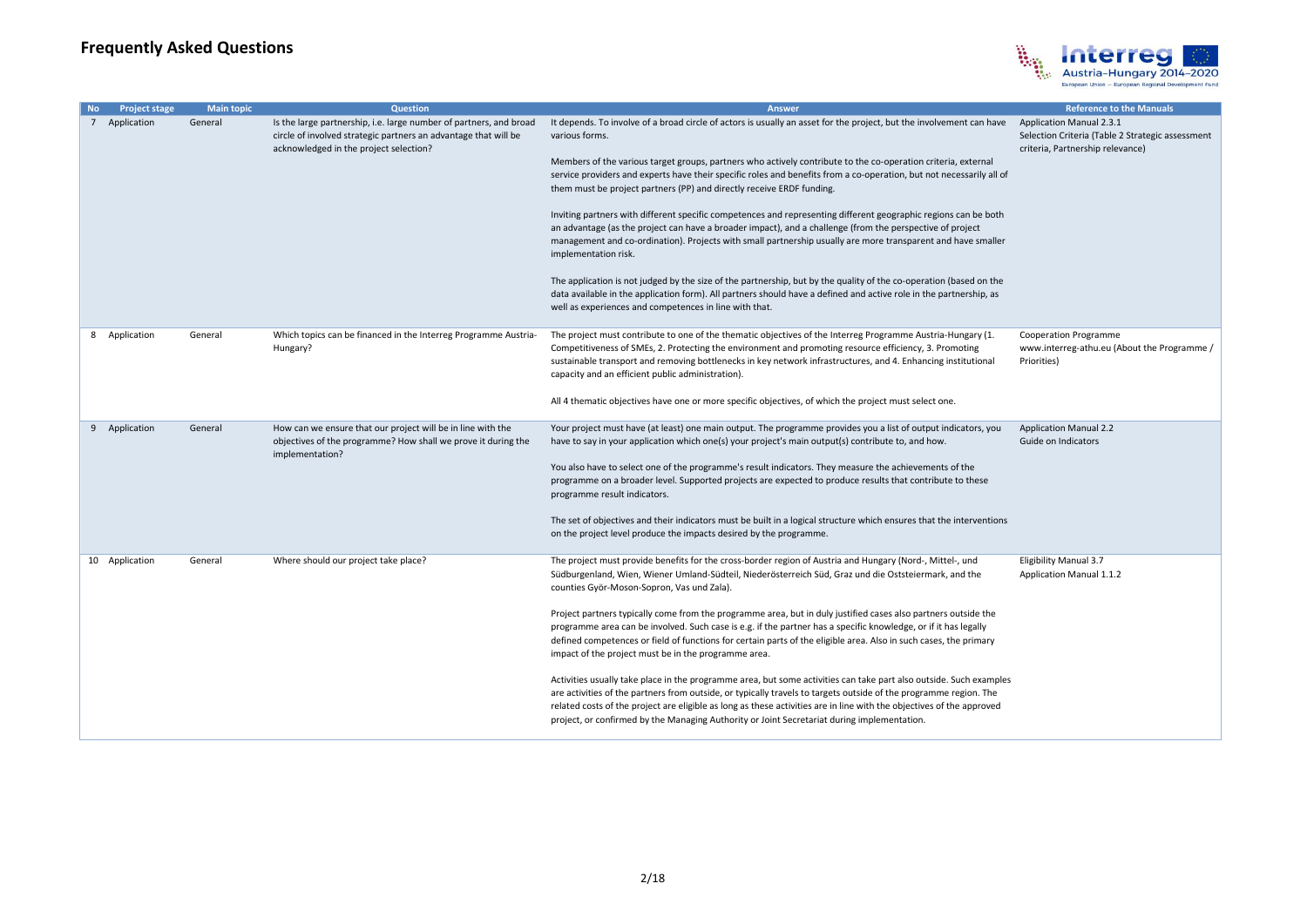# Frequently Asked Questions

| No | Project stage | Main topic | Question | Answer | Reference to the Manuals |
|---|---|---|---|---|---|
| 7 | Application | General | Is the large partnership, i.e. large number of partners, and broad circle of involved strategic partners an advantage that will be acknowledged in the project selection? | It depends. To involve of a broad circle of actors is usually an asset for the project, but the involvement can have various forms.<br><br>Members of the various target groups, partners who actively contribute to the co-operation criteria, external service providers and experts have their specific roles and benefits from a co-operation, but not necessarily all of them must be project partners (PP) and directly receive ERDF funding.<br><br>Inviting partners with different specific competences and representing different geographic regions can be both an advantage (as the project can have a broader impact), and a challenge (from the perspective of project management and co-ordination). Projects with small partnership usually are more transparent and have smaller implementation risk.<br><br>The application is not judged by the size of the partnership, but by the quality of the co-operation (based on the data available in the application form). All partners should have a defined and active role in the partnership, as well as experiences and competences in line with that. | Application Manual 2.3.1<br>Selection Criteria (Table 2 Strategic assessment criteria, Partnership relevance) |
| 8 | Application | General | Which topics can be financed in the Interreg Programme Austria-Hungary? | The project must contribute to one of the thematic objectives of the Interreg Programme Austria-Hungary (1. Competitiveness of SMEs, 2. Protecting the environment and promoting resource efficiency, 3. Promoting sustainable transport and removing bottlenecks in key network infrastructures, and 4. Enhancing institutional capacity and an efficient public administration).<br><br>All 4 thematic objectives have one or more specific objectives, of which the project must select one. | Cooperation Programme<br>www.interreg-athu.eu (About the Programme / Priorities) |
| 9 | Application | General | How can we ensure that our project will be in line with the objectives of the programme? How shall we prove it during the implementation? | Your project must have (at least) one main output. The programme provides you a list of output indicators, you have to say in your application which one(s) your project's main output(s) contribute to, and how.<br><br>You also have to select one of the programme's result indicators. They measure the achievements of the programme on a broader level. Supported projects are expected to produce results that contribute to these programme result indicators.<br><br>The set of objectives and their indicators must be built in a logical structure which ensures that the interventions on the project level produce the impacts desired by the programme. | Application Manual 2.2<br>Guide on Indicators |
| 10 | Application | General | Where should our project take place? | The project must provide benefits for the cross-border region of Austria and Hungary (Nord-, Mittel-, und Südburgenland, Wien, Wiener Umland-Südteil, Niederösterreich Süd, Graz und die Oststeiermark, and the counties Györ-Moson-Sopron, Vas und Zala).<br><br>Project partners typically come from the programme area, but in duly justified cases also partners outside the programme area can be involved. Such case is e.g. if the partner has a specific knowledge, or if it has legally defined competences or field of functions for certain parts of the eligible area. Also in such cases, the primary impact of the project must be in the programme area.<br><br>Activities usually take place in the programme area, but some activities can take part also outside. Such examples are activities of the partners from outside, or typically travels to targets outside of the programme region. The related costs of the project are eligible as long as these activities are in line with the objectives of the approved project, or confirmed by the Managing Authority or Joint Secretariat during implementation. | Eligibility Manual 3.7<br>Application Manual 1.1.2 |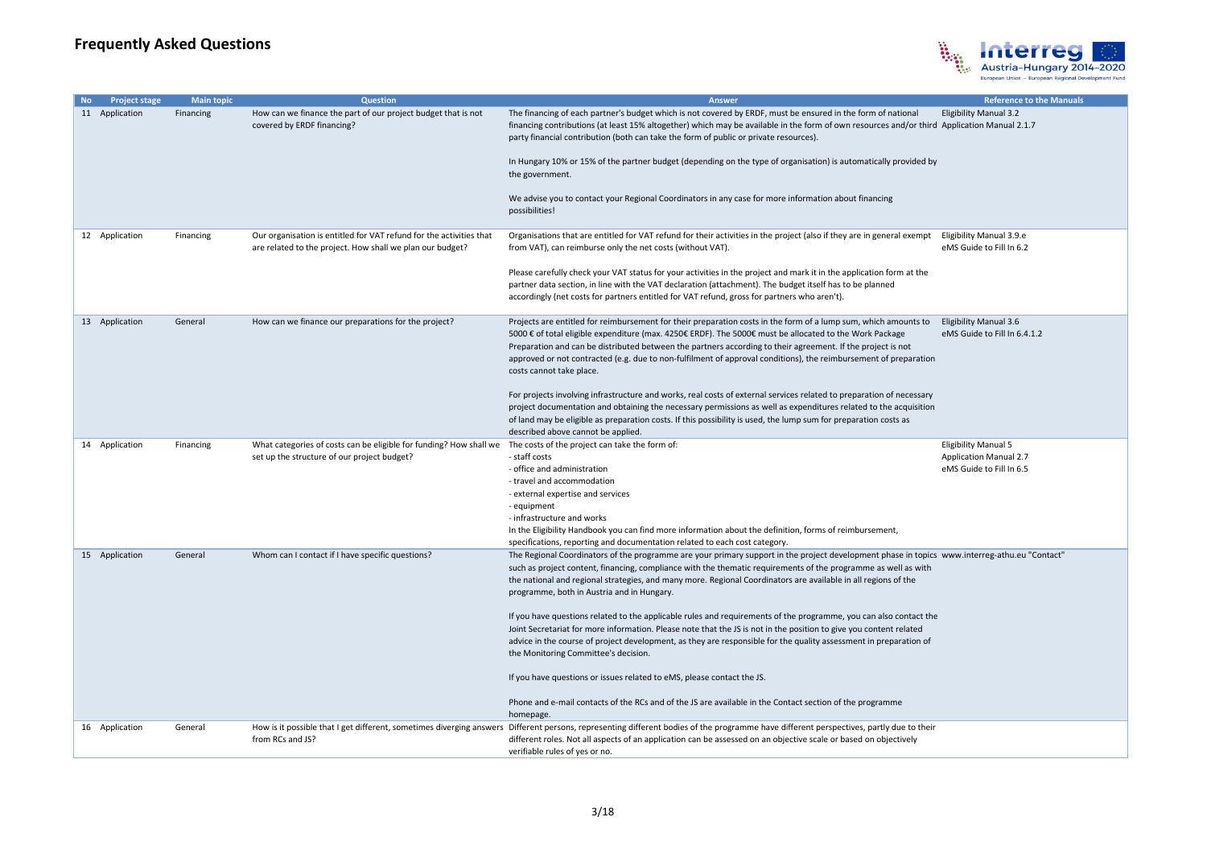# Frequently Asked Questions

| No | Project stage | Main topic | Question | Answer | Reference to the Manuals |
|---|---|---|---|---|---|
| 11 | Application | Financing | How can we finance the part of our project budget that is not covered by ERDF financing? | The financing of each partner's budget which is not covered by ERDF, must be ensured in the form of national financing contributions (at least 15% altogether) which may be available in the form of own resources and/or third party financial contribution (both can take the form of public or private resources).<br><br>In Hungary 10% or 15% of the partner budget (depending on the type of organisation) is automatically provided by the government.<br><br>We advise you to contact your Regional Coordinators in any case for more information about financing possibilities! | Eligibility Manual 3.2<br>Application Manual 2.1.7 |
| 12 | Application | Financing | Our organisation is entitled for VAT refund for the activities that are related to the project. How shall we plan our budget? | Organisations that are entitled for VAT refund for their activities in the project (also if they are in general exempt from VAT), can reimburse only the net costs (without VAT).<br><br>Please carefully check your VAT status for your activities in the project and mark it in the application form at the partner data section, in line with the VAT declaration (attachment). The budget itself has to be planned accordingly (net costs for partners entitled for VAT refund, gross for partners who aren't). | Eligibility Manual 3.9.e<br>eMS Guide to Fill In 6.2 |
| 13 | Application | General | How can we finance our preparations for the project? | Projects are entitled for reimbursement for their preparation costs in the form of a lump sum, which amounts to 5000 € of total eligible expenditure (max. 4250€ ERDF). The 5000€ must be allocated to the Work Package Preparation and can be distributed between the partners according to their agreement. If the project is not approved or not contracted (e.g. due to non-fulfilment of approval conditions), the reimbursement of preparation costs cannot take place.<br><br>For projects involving infrastructure and works, real costs of external services related to preparation of necessary project documentation and obtaining the necessary permissions as well as expenditures related to the acquisition of land may be eligible as preparation costs. If this possibility is used, the lump sum for preparation costs as described above cannot be applied. | Eligibility Manual 3.6<br>eMS Guide to Fill In 6.4.1.2 |
| 14 | Application | Financing | What categories of costs can be eligible for funding? How shall we set up the structure of our project budget? | The costs of the project can take the form of:<br>- staff costs<br>- office and administration<br>- travel and accommodation<br>- external expertise and services<br>- equipment<br>- infrastructure and works<br>In the Eligibility Handbook you can find more information about the definition, forms of reimbursement, specifications, reporting and documentation related to each cost category. | Eligibility Manual 5<br>Application Manual 2.7<br>eMS Guide to Fill In 6.5 |
| 15 | Application | General | Whom can I contact if I have specific questions? | The Regional Coordinators of the programme are your primary support in the project development phase in topics such as project content, financing, compliance with the thematic requirements of the programme as well as with the national and regional strategies, and many more. Regional Coordinators are available in all regions of the programme, both in Austria and in Hungary.<br><br>If you have questions related to the applicable rules and requirements of the programme, you can also contact the Joint Secretariat for more information. Please note that the JS is not in the position to give you content related advice in the course of project development, as they are responsible for the quality assessment in preparation of the Monitoring Committee's decision.<br><br>If you have questions or issues related to eMS, please contact the JS.<br><br>Phone and e-mail contacts of the RCs and of the JS are available in the Contact section of the programme homepage. | www.interreg-athu.eu "Contact" |
| 16 | Application | General | How is it possible that I get different, sometimes diverging answers from RCs and JS? | Different persons, representing different bodies of the programme have different perspectives, partly due to their different roles. Not all aspects of an application can be assessed on an objective scale or based on objectively verifiable rules of yes or no. | |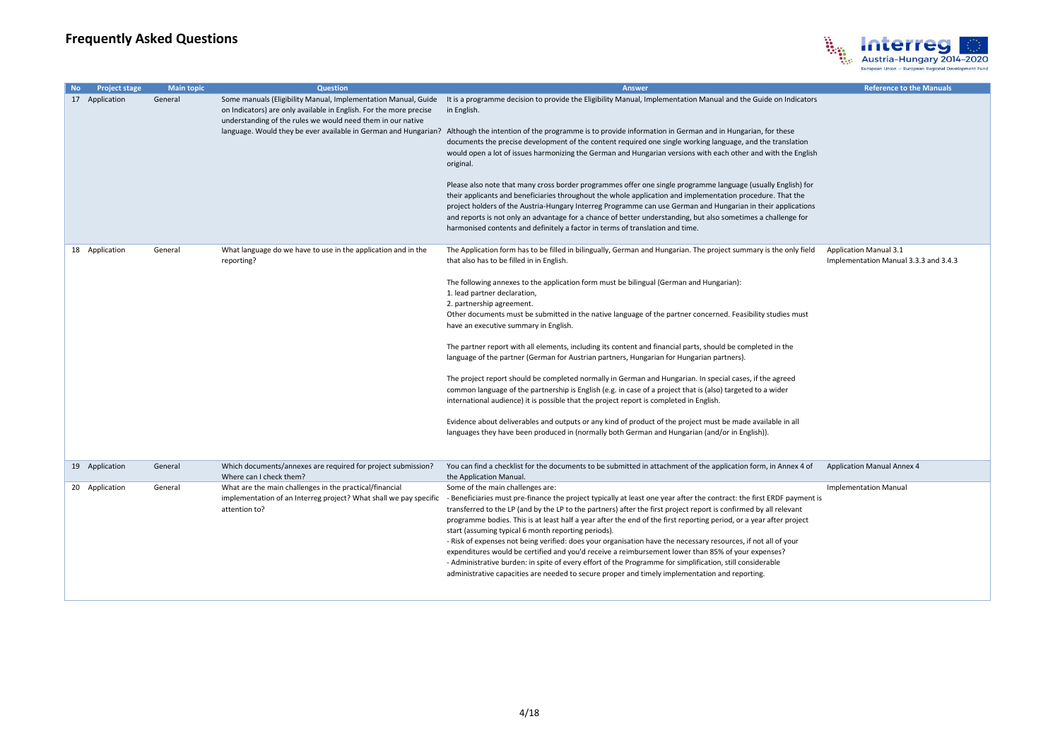# Frequently Asked Questions

| No | Project stage | Main topic | Question | Answer | Reference to the Manuals |
|---|---|---|---|---|---|
| 17 | Application | General | Some manuals (Eligibility Manual, Implementation Manual, Guide on Indicators) are only available in English. For the more precise understanding of the rules we would need them in our native language. Would they be ever available in German and Hungarian? | It is a programme decision to provide the Eligibility Manual, Implementation Manual and the Guide on Indicators in English.<br><br>Although the intention of the programme is to provide information in German and in Hungarian, for these documents the precise development of the content required one single working language, and the translation would open a lot of issues harmonizing the German and Hungarian versions with each other and with the English original.<br><br>Please also note that many cross border programmes offer one single programme language (usually English) for their applicants and beneficiaries throughout the whole application and implementation procedure. That the project holders of the Austria-Hungary Interreg Programme can use German and Hungarian in their applications and reports is not only an advantage for a chance of better understanding, but also sometimes a challenge for harmonised contents and definitely a factor in terms of translation and time. | |
| 18 | Application | General | What language do we have to use in the application and in the reporting? | The Application form has to be filled in bilingually, German and Hungarian. The project summary is the only field that also has to be filled in in English.<br><br>The following annexes to the application form must be bilingual (German and Hungarian):<br>1. lead partner declaration,<br>2. partnership agreement.<br>Other documents must be submitted in the native language of the partner concerned. Feasibility studies must have an executive summary in English.<br><br>The partner report with all elements, including its content and financial parts, should be completed in the language of the partner (German for Austrian partners, Hungarian for Hungarian partners).<br><br>The project report should be completed normally in German and Hungarian. In special cases, if the agreed common language of the partnership is English (e.g. in case of a project that is (also) targeted to a wider international audience) it is possible that the project report is completed in English.<br><br>Evidence about deliverables and outputs or any kind of product of the project must be made available in all languages they have been produced in (normally both German and Hungarian (and/or in English)). | Application Manual 3.1<br>Implementation Manual 3.3.3 and 3.4.3 |
| 19 | Application | General | Which documents/annexes are required for project submission? Where can I check them? | You can find a checklist for the documents to be submitted in attachment of the application form, in Annex 4 of the Application Manual. | Application Manual Annex 4 |
| 20 | Application | General | What are the main challenges in the practical/financial implementation of an Interreg project? What shall we pay specific attention to? | Some of the main challenges are:<br>- Beneficiaries must pre-finance the project typically at least one year after the contract: the first ERDF payment is transferred to the LP (and by the LP to the partners) after the first project report is confirmed by all relevant programme bodies. This is at least half a year after the end of the first reporting period, or a year after project start (assuming typical 6 month reporting periods).<br>- Risk of expenses not being verified: does your organisation have the necessary resources, if not all of your expenditures would be certified and you'd receive a reimbursement lower than 85% of your expenses?<br>- Administrative burden: in spite of every effort of the Programme for simplification, still considerable administrative capacities are needed to secure proper and timely implementation and reporting. | Implementation Manual |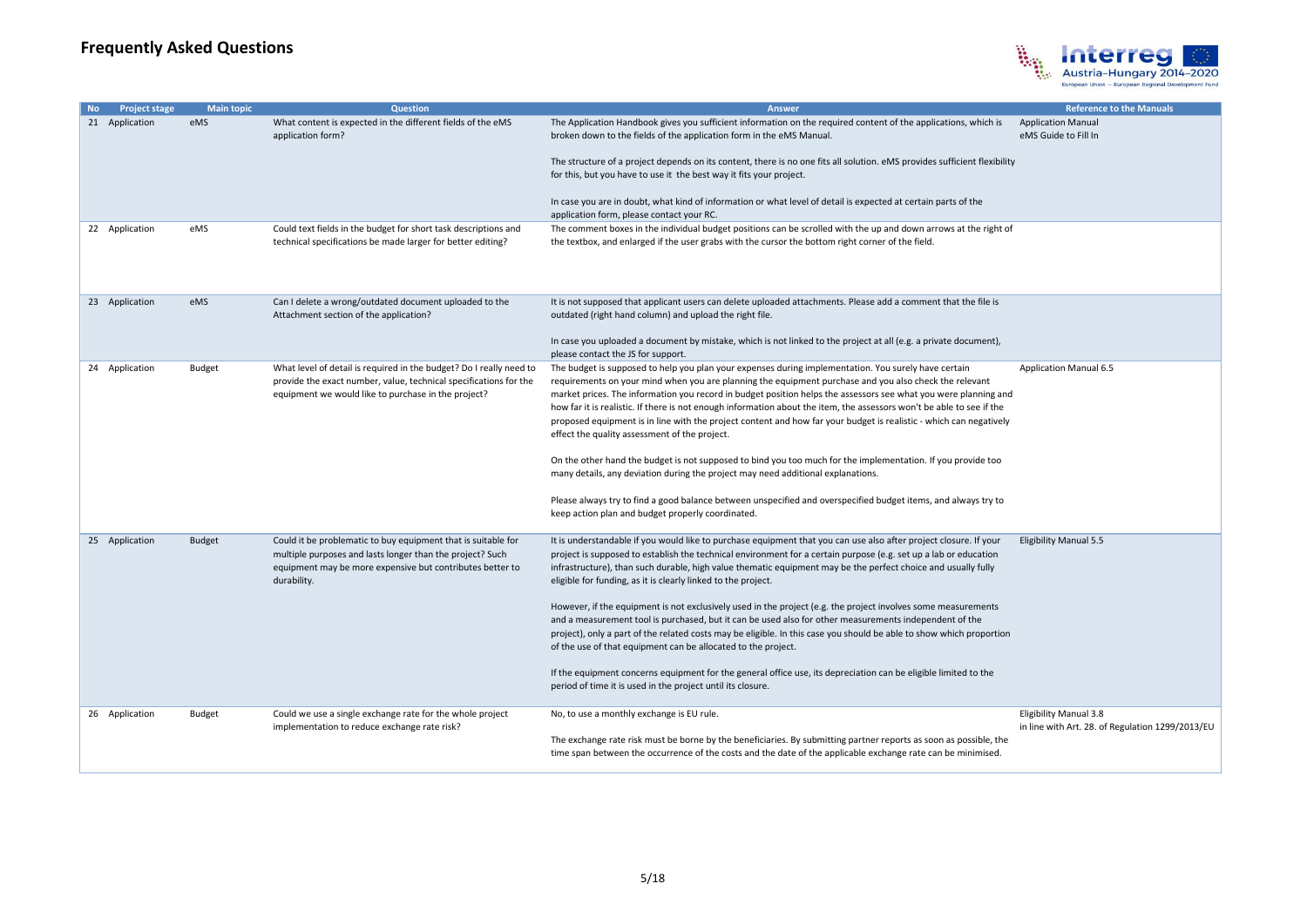# Frequently Asked Questions

| No | Project stage | Main topic | Question | Answer | Reference to the Manuals |
|---|---|---|---|---|---|
| 21 | Application | eMS | What content is expected in the different fields of the eMS application form? | The Application Handbook gives you sufficient information on the required content of the applications, which is broken down to the fields of the application form in the eMS Manual.<br><br>The structure of a project depends on its content, there is no one fits all solution. eMS provides sufficient flexibility for this, but you have to use it the best way it fits your project.<br><br>In case you are in doubt, what kind of information or what level of detail is expected at certain parts of the application form, please contact your RC. | Application Manual<br>eMS Guide to Fill In |
| 22 | Application | eMS | Could text fields in the budget for short task descriptions and technical specifications be made larger for better editing? | The comment boxes in the individual budget positions can be scrolled with the up and down arrows at the right of the textbox, and enlarged if the user grabs with the cursor the bottom right corner of the field. | |
| 23 | Application | eMS | Can I delete a wrong/outdated document uploaded to the Attachment section of the application? | It is not supposed that applicant users can delete uploaded attachments. Please add a comment that the file is outdated (right hand column) and upload the right file.<br><br>In case you uploaded a document by mistake, which is not linked to the project at all (e.g. a private document), please contact the JS for support. | |
| 24 | Application | Budget | What level of detail is required in the budget? Do I really need to provide the exact number, value, technical specifications for the equipment we would like to purchase in the project? | The budget is supposed to help you plan your expenses during implementation. You surely have certain requirements on your mind when you are planning the equipment purchase and you also check the relevant market prices. The information you record in budget position helps the assessors see what you were planning and how far it is realistic. If there is not enough information about the item, the assessors won't be able to see if the proposed equipment is in line with the project content and how far your budget is realistic - which can negatively effect the quality assessment of the project.<br><br>On the other hand the budget is not supposed to bind you too much for the implementation. If you provide too many details, any deviation during the project may need additional explanations.<br><br>Please always try to find a good balance between unspecified and overspecified budget items, and always try to keep action plan and budget properly coordinated. | Application Manual 6.5 |
| 25 | Application | Budget | Could it be problematic to buy equipment that is suitable for multiple purposes and lasts longer than the project? Such equipment may be more expensive but contributes better to durability. | It is understandable if you would like to purchase equipment that you can use also after project closure. If your project is supposed to establish the technical environment for a certain purpose (e.g. set up a lab or education infrastructure), than such durable, high value thematic equipment may be the perfect choice and usually fully eligible for funding, as it is clearly linked to the project.<br><br>However, if the equipment is not exclusively used in the project (e.g. the project involves some measurements and a measurement tool is purchased, but it can be used also for other measurements independent of the project), only a part of the related costs may be eligible. In this case you should be able to show which proportion of the use of that equipment can be allocated to the project.<br><br>If the equipment concerns equipment for the general office use, its depreciation can be eligible limited to the period of time it is used in the project until its closure. | Eligibility Manual 5.5 |
| 26 | Application | Budget | Could we use a single exchange rate for the whole project implementation to reduce exchange rate risk? | No, to use a monthly exchange is EU rule.<br><br>The exchange rate risk must be borne by the beneficiaries. By submitting partner reports as soon as possible, the time span between the occurrence of the costs and the date of the applicable exchange rate can be minimised. | Eligibility Manual 3.8<br>in line with Art. 28. of Regulation 1299/2013/EU |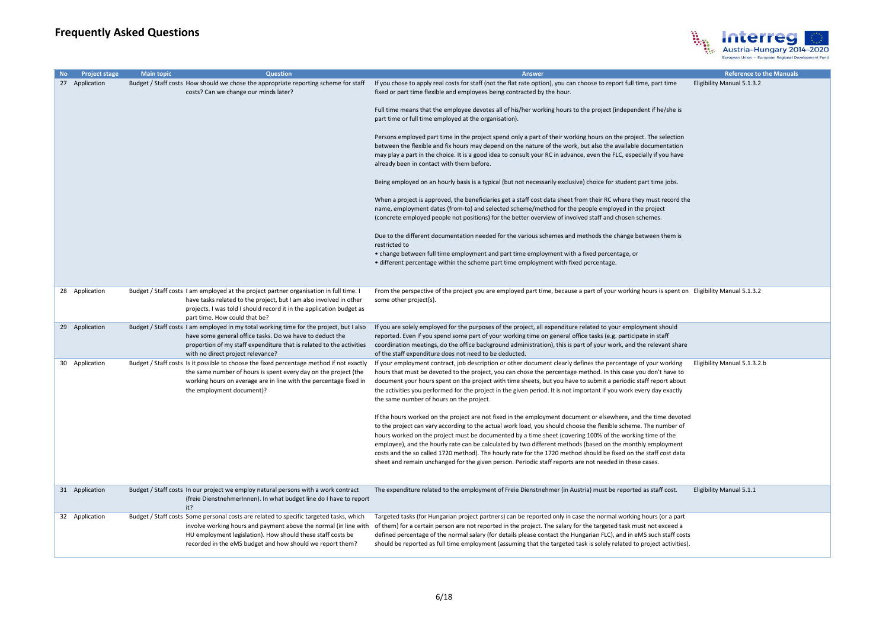# Frequently Asked Questions

| No | Project stage | Main topic | Question | Answer | Reference to the Manuals |
|---|---|---|---|---|---|
| 27 | Application | Budget / Staff costs | How should we chose the appropriate reporting scheme for staff costs? Can we change our minds later? | If you chose to apply real costs for staff (not the flat rate option), you can choose to report full time, part time fixed or part time flexible and employees being contracted by the hour.<br><br>Full time means that the employee devotes all of his/her working hours to the project (independent if he/she is part time or full time employed at the organisation).<br><br>Persons employed part time in the project spend only a part of their working hours on the project. The selection between the flexible and fix hours may depend on the nature of the work, but also the available documentation may play a part in the choice. It is a good idea to consult your RC in advance, even the FLC, especially if you have already been in contact with them before.<br><br>Being employed on an hourly basis is a typical (but not necessarily exclusive) choice for student part time jobs.<br><br>When a project is approved, the beneficiaries get a staff cost data sheet from their RC where they must record the name, employment dates (from-to) and selected scheme/method for the people employed in the project (concrete employed people not positions) for the better overview of involved staff and chosen schemes.<br><br>Due to the different documentation needed for the various schemes and methods the change between them is restricted to<br>• change between full time employment and part time employment with a fixed percentage, or<br>• different percentage within the scheme part time employment with fixed percentage. | Eligibility Manual 5.1.3.2 |
| 28 | Application | Budget / Staff costs | I am employed at the project partner organisation in full time. I have tasks related to the project, but I am also involved in other projects. I was told I should record it in the application budget as part time. How could that be? | From the perspective of the project you are employed part time, because a part of your working hours is spent on some other project(s). | Eligibility Manual 5.1.3.2 |
| 29 | Application | Budget / Staff costs | I am employed in my total working time for the project, but I also have some general office tasks. Do we have to deduct the proportion of my staff expenditure that is related to the activities with no direct project relevance? | If you are solely employed for the purposes of the project, all expenditure related to your employment should reported. Even if you spend some part of your working time on general office tasks (e.g. participate in staff coordination meetings, do the office background administration), this is part of your work, and the relevant share of the staff expenditure does not need to be deducted. | |
| 30 | Application | Budget / Staff costs | Is it possible to choose the fixed percentage method if not exactly the same number of hours is spent every day on the project (the working hours on average are in line with the percentage fixed in the employment document)? | If your employment contract, job description or other document clearly defines the percentage of your working hours that must be devoted to the project, you can chose the percentage method. In this case you don't have to document your hours spent on the project with time sheets, but you have to submit a periodic staff report about the activities you performed for the project in the given period. It is not important if you work every day exactly the same number of hours on the project.<br><br>If the hours worked on the project are not fixed in the employment document or elsewhere, and the time devoted to the project can vary according to the actual work load, you should choose the flexible scheme. The number of hours worked on the project must be documented by a time sheet (covering 100% of the working time of the employee), and the hourly rate can be calculated by two different methods (based on the monthly employment costs and the so called 1720 method). The hourly rate for the 1720 method should be fixed on the staff cost data sheet and remain unchanged for the given person. Periodic staff reports are not needed in these cases. | Eligibility Manual 5.1.3.2.b |
| 31 | Application | Budget / Staff costs | In our project we employ natural persons with a work contract (freie DienstnehmerInnen). In what budget line do I have to report it? | The expenditure related to the employment of Freie Dienstnehmer (in Austria) must be reported as staff cost. | Eligibility Manual 5.1.1 |
| 32 | Application | Budget / Staff costs | Some personal costs are related to specific targeted tasks, which involve working hours and payment above the normal (in line with HU employment legislation). How should these staff costs be recorded in the eMS budget and how should we report them? | Targeted tasks (for Hungarian project partners) can be reported only in case the normal working hours (or a part of them) for a certain person are not reported in the project. The salary for the targeted task must not exceed a defined percentage of the normal salary (for details please contact the Hungarian FLC), and in eMS such staff costs should be reported as full time employment (assuming that the targeted task is solely related to project activities). | |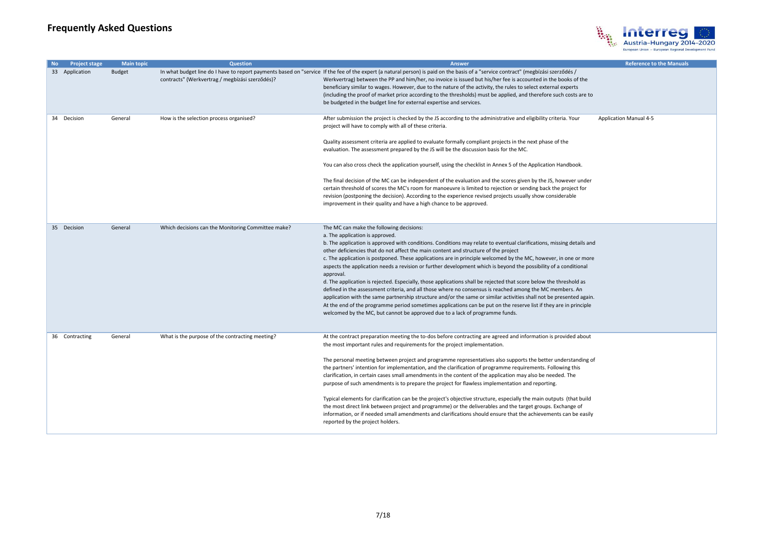## Frequently Asked Questions

| No | Project stage | Main topic | Question | Answer | Reference to the Manuals |
|---|---|---|---|---|---|
| 33 | Application | Budget | In what budget line do I have to report payments based on "service contracts" (Werkvertrag / megbízási szerződés)? | If the fee of the expert (a natural person) is paid on the basis of a "service contract" (megbízási szerződés / Werkvertrag) between the PP and him/her, no invoice is issued but his/her fee is accounted in the books of the beneficiary similar to wages. However, due to the nature of the activity, the rules to select external experts (including the proof of market price according to the thresholds) must be applied, and therefore such costs are to be budgeted in the budget line for external expertise and services. | |
| 34 | Decision | General | How is the selection process organised? | After submission the project is checked by the JS according to the administrative and eligibility criteria. Your project will have to comply with all of these criteria.<br><br>Quality assessment criteria are applied to evaluate formally compliant projects in the next phase of the evaluation. The assessment prepared by the JS will be the discussion basis for the MC.<br><br>You can also cross check the application yourself, using the checklist in Annex 5 of the Application Handbook.<br><br>The final decision of the MC can be independent of the evaluation and the scores given by the JS, however under certain threshold of scores the MC's room for manoeuvre is limited to rejection or sending back the project for revision (postponing the decision). According to the experience revised projects usually show considerable improvement in their quality and have a high chance to be approved. | Application Manual 4-5 |
| 35 | Decision | General | Which decisions can the Monitoring Committee make? | The MC can make the following decisions:<br>a. The application is approved.<br>b. The application is approved with conditions. Conditions may relate to eventual clarifications, missing details and other deficiencies that do not affect the main content and structure of the project<br>c. The application is postponed. These applications are in principle welcomed by the MC, however, in one or more aspects the application needs a revision or further development which is beyond the possibility of a conditional approval.<br>d. The application is rejected. Especially, those applications shall be rejected that score below the threshold as defined in the assessment criteria, and all those where no consensus is reached among the MC members. An application with the same partnership structure and/or the same or similar activities shall not be presented again.<br>At the end of the programme period sometimes applications can be put on the reserve list if they are in principle welcomed by the MC, but cannot be approved due to a lack of programme funds. | |
| 36 | Contracting | General | What is the purpose of the contracting meeting? | At the contract preparation meeting the to-dos before contracting are agreed and information is provided about the most important rules and requirements for the project implementation.<br><br>The personal meeting between project and programme representatives also supports the better understanding of the partners' intention for implementation, and the clarification of programme requirements. Following this clarification, in certain cases small amendments in the content of the application may also be needed. The purpose of such amendments is to prepare the project for flawless implementation and reporting.<br><br>Typical elements for clarification can be the project's objective structure, especially the main outputs (that build the most direct link between project and programme) or the deliverables and the target groups. Exchange of information, or if needed small amendments and clarifications should ensure that the achievements can be easily reported by the project holders. | |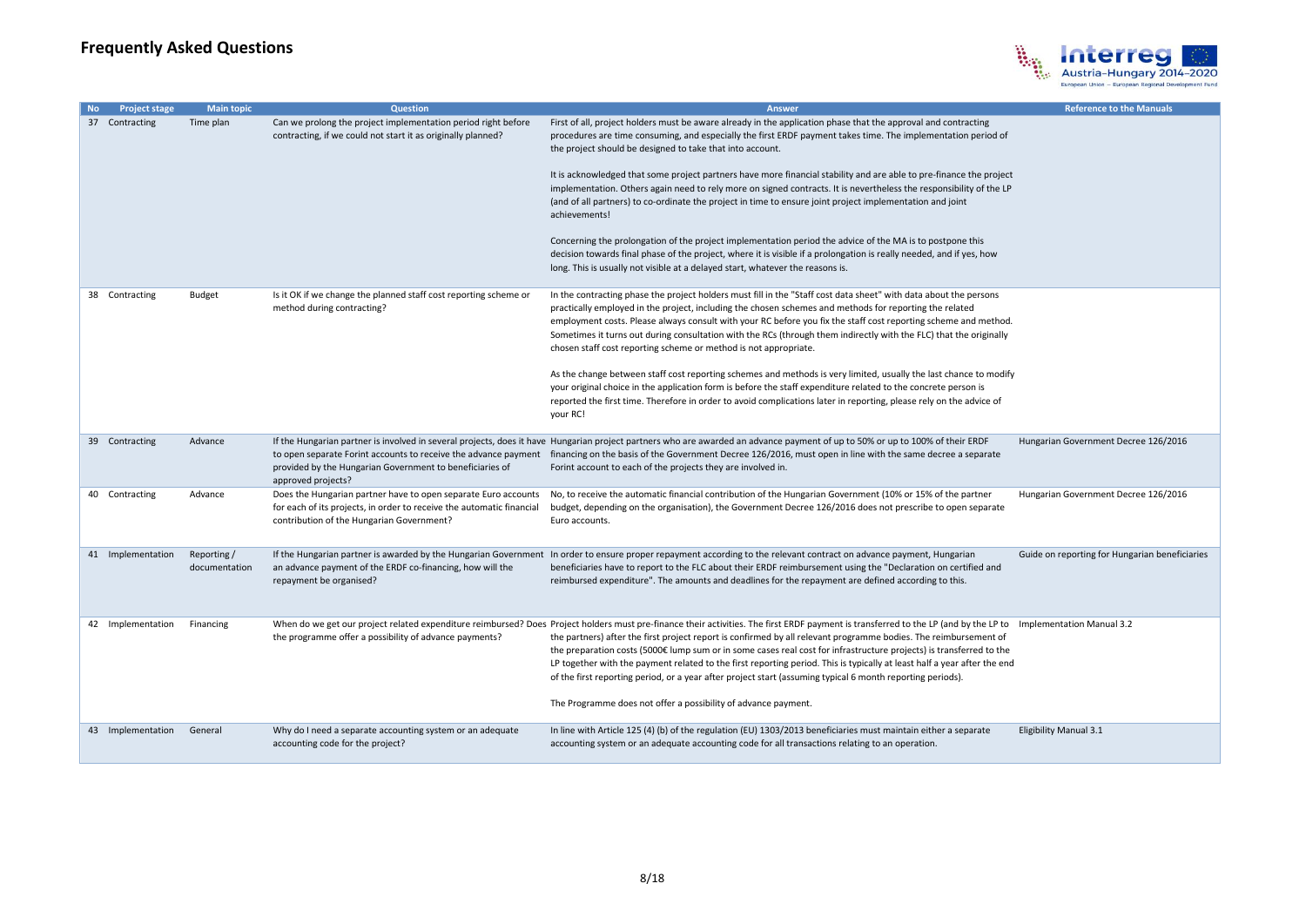# Frequently Asked Questions

| No | Project stage | Main topic | Question | Answer | Reference to the Manuals |
|---|---|---|---|---|---|
| 37 | Contracting | Time plan | Can we prolong the project implementation period right before contracting, if we could not start it as originally planned? | First of all, project holders must be aware already in the application phase that the approval and contracting procedures are time consuming, and especially the first ERDF payment takes time. The implementation period of the project should be designed to take that into account.<br><br>It is acknowledged that some project partners have more financial stability and are able to pre-finance the project implementation. Others again need to rely more on signed contracts. It is nevertheless the responsibility of the LP (and of all partners) to co-ordinate the project in time to ensure joint project implementation and joint achievements!<br><br>Concerning the prolongation of the project implementation period the advice of the MA is to postpone this decision towards final phase of the project, where it is visible if a prolongation is really needed, and if yes, how long. This is usually not visible at a delayed start, whatever the reasons is. | |
| 38 | Contracting | Budget | Is it OK if we change the planned staff cost reporting scheme or method during contracting? | In the contracting phase the project holders must fill in the "Staff cost data sheet" with data about the persons practically employed in the project, including the chosen schemes and methods for reporting the related employment costs. Please always consult with your RC before you fix the staff cost reporting scheme and method. Sometimes it turns out during consultation with the RCs (through them indirectly with the FLC) that the originally chosen staff cost reporting scheme or method is not appropriate.<br><br>As the change between staff cost reporting schemes and methods is very limited, usually the last chance to modify your original choice in the application form is before the staff expenditure related to the concrete person is reported the first time. Therefore in order to avoid complications later in reporting, please rely on the advice of your RC! | |
| 39 | Contracting | Advance | If the Hungarian partner is involved in several projects, does it have to open separate Forint accounts to receive the advance payment provided by the Hungarian Government to beneficiaries of approved projects? | Hungarian project partners who are awarded an advance payment of up to 50% or up to 100% of their ERDF financing on the basis of the Government Decree 126/2016, must open in line with the same decree a separate Forint account to each of the projects they are involved in. | Hungarian Government Decree 126/2016 |
| 40 | Contracting | Advance | Does the Hungarian partner have to open separate Euro accounts for each of its projects, in order to receive the automatic financial contribution of the Hungarian Government? | No, to receive the automatic financial contribution of the Hungarian Government (10% or 15% of the partner budget, depending on the organisation), the Government Decree 126/2016 does not prescribe to open separate Euro accounts. | Hungarian Government Decree 126/2016 |
| 41 | Implementation | Reporting / documentation | If the Hungarian partner is awarded by the Hungarian Government an advance payment of the ERDF co-financing, how will the repayment be organised? | In order to ensure proper repayment according to the relevant contract on advance payment, Hungarian beneficiaries have to report to the FLC about their ERDF reimbursement using the "Declaration on certified and reimbursed expenditure". The amounts and deadlines for the repayment are defined according to this. | Guide on reporting for Hungarian beneficiaries |
| 42 | Implementation | Financing | When do we get our project related expenditure reimbursed? Does the programme offer a possibility of advance payments? | Project holders must pre-finance their activities. The first ERDF payment is transferred to the LP (and by the LP to the partners) after the first project report is confirmed by all relevant programme bodies. The reimbursement of the preparation costs (5000€ lump sum or in some cases real cost for infrastructure projects) is transferred to the LP together with the payment related to the first reporting period. This is typically at least half a year after the end of the first reporting period, or a year after project start (assuming typical 6 month reporting periods).<br><br>The Programme does not offer a possibility of advance payment. | Implementation Manual 3.2 |
| 43 | Implementation | General | Why do I need a separate accounting system or an adequate accounting code for the project? | In line with Article 125 (4) (b) of the regulation (EU) 1303/2013 beneficiaries must maintain either a separate accounting system or an adequate accounting code for all transactions relating to an operation. | Eligibility Manual 3.1 |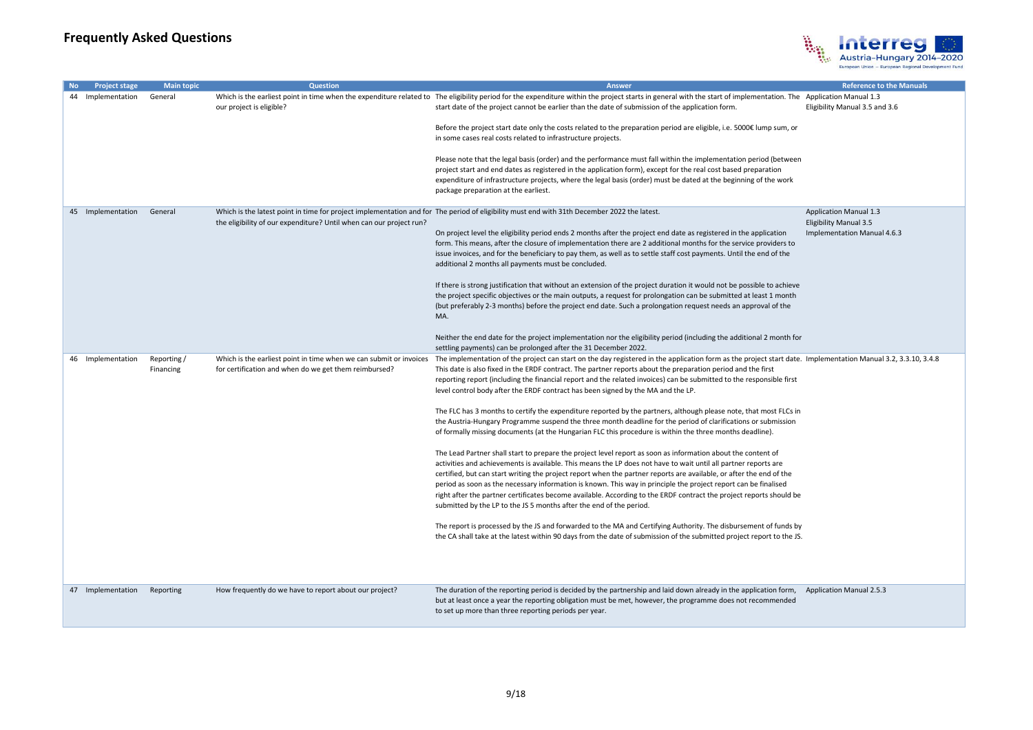# Frequently Asked Questions

| No | Project stage | Main topic | Question | Answer | Reference to the Manuals |
|---|---|---|---|---|---|
| 44 | Implementation | General | Which is the earliest point in time when the expenditure related to our project is eligible? | The eligibility period for the expenditure within the project starts in general with the start of implementation. The start date of the project cannot be earlier than the date of submission of the application form.<br><br>Before the project start date only the costs related to the preparation period are eligible, i.e. 5000€ lump sum, or in some cases real costs related to infrastructure projects.<br><br>Please note that the legal basis (order) and the performance must fall within the implementation period (between project start and end dates as registered in the application form), except for the real cost based preparation expenditure of infrastructure projects, where the legal basis (order) must be dated at the beginning of the work package preparation at the earliest. | Application Manual 1.3<br>Eligibility Manual 3.5 and 3.6 |
| 45 | Implementation | General | Which is the latest point in time for project implementation and for the eligibility of our expenditure? Until when can our project run? | The period of eligibility must end with 31th December 2022 the latest.<br><br>On project level the eligibility period ends 2 months after the project end date as registered in the application form. This means, after the closure of implementation there are 2 additional months for the service providers to issue invoices, and for the beneficiary to pay them, as well as to settle staff cost payments. Until the end of the additional 2 months all payments must be concluded.<br><br>If there is strong justification that without an extension of the project duration it would not be possible to achieve the project specific objectives or the main outputs, a request for prolongation can be submitted at least 1 month (but preferably 2-3 months) before the project end date. Such a prolongation request needs an approval of the MA.<br><br>Neither the end date for the project implementation nor the eligibility period (including the additional 2 month for settling payments) can be prolonged after the 31 December 2022. | Application Manual 1.3<br>Eligibility Manual 3.5<br>Implementation Manual 4.6.3 |
| 46 | Implementation | Reporting / Financing | Which is the earliest point in time when we can submit or invoices for certification and when do we get them reimbursed? | The implementation of the project can start on the day registered in the application form as the project start date. This date is also fixed in the ERDF contract. The partner reports about the preparation period and the first reporting report (including the financial report and the related invoices) can be submitted to the responsible first level control body after the ERDF contract has been signed by the MA and the LP.<br><br>The FLC has 3 months to certify the expenditure reported by the partners, although please note, that most FLCs in the Austria-Hungary Programme suspend the three month deadline for the period of clarifications or submission of formally missing documents (at the Hungarian FLC this procedure is within the three months deadline).<br><br>The Lead Partner shall start to prepare the project level report as soon as information about the content of activities and achievements is available. This means the LP does not have to wait until all partner reports are certified, but can start writing the project report when the partner reports are available, or after the end of the period as soon as the necessary information is known. This way in principle the project report can be finalised right after the partner certificates become available. According to the ERDF contract the project reports should be submitted by the LP to the JS 5 months after the end of the period.<br><br>The report is processed by the JS and forwarded to the MA and Certifying Authority. The disbursement of funds by the CA shall take at the latest within 90 days from the date of submission of the submitted project report to the JS. | Implementation Manual 3.2, 3.3.10, 3.4.8 |
| 47 | Implementation | Reporting | How frequently do we have to report about our project? | The duration of the reporting period is decided by the partnership and laid down already in the application form, but at least once a year the reporting obligation must be met, however, the programme does not recommended to set up more than three reporting periods per year. | Application Manual 2.5.3 |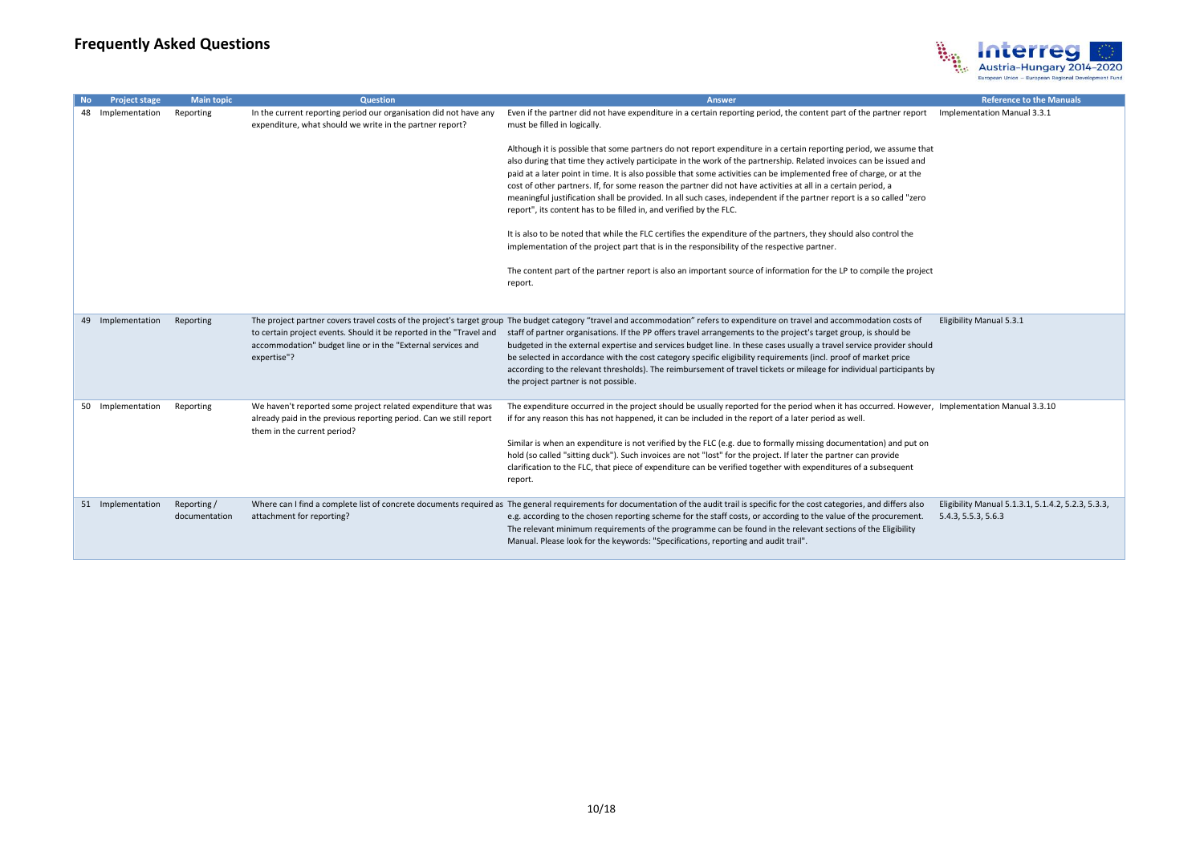# Frequently Asked Questions

| No | Project stage | Main topic | Question | Answer | Reference to the Manuals |
|---|---|---|---|---|---|
| 48 | Implementation | Reporting | In the current reporting period our organisation did not have any expenditure, what should we write in the partner report? | Even if the partner did not have expenditure in a certain reporting period, the content part of the partner report must be filled in logically.<br><br>Although it is possible that some partners do not report expenditure in a certain reporting period, we assume that also during that time they actively participate in the work of the partnership. Related invoices can be issued and paid at a later point in time. It is also possible that some activities can be implemented free of charge, or at the cost of other partners. If, for some reason the partner did not have activities at all in a certain period, a meaningful justification shall be provided. In all such cases, independent if the partner report is a so called "zero report", its content has to be filled in, and verified by the FLC.<br><br>It is also to be noted that while the FLC certifies the expenditure of the partners, they should also control the implementation of the project part that is in the responsibility of the respective partner.<br><br>The content part of the partner report is also an important source of information for the LP to compile the project report. | Implementation Manual 3.3.1 |
| 49 | Implementation | Reporting | The project partner covers travel costs of the project's target group to certain project events. Should it be reported in the "Travel and accommodation" budget line or in the "External services and expertise"? | The budget category "travel and accommodation" refers to expenditure on travel and accommodation costs of staff of partner organisations. If the PP offers travel arrangements to the project's target group, is should be budgeted in the external expertise and services budget line. In these cases usually a travel service provider should be selected in accordance with the cost category specific eligibility requirements (incl. proof of market price according to the relevant thresholds). The reimbursement of travel tickets or mileage for individual participants by the project partner is not possible. | Eligibility Manual 5.3.1 |
| 50 | Implementation | Reporting | We haven't reported some project related expenditure that was already paid in the previous reporting period. Can we still report them in the current period? | The expenditure occurred in the project should be usually reported for the period when it has occurred. However, if for any reason this has not happened, it can be included in the report of a later period as well.<br><br>Similar is when an expenditure is not verified by the FLC (e.g. due to formally missing documentation) and put on hold (so called "sitting duck"). Such invoices are not "lost" for the project. If later the partner can provide clarification to the FLC, that piece of expenditure can be verified together with expenditures of a subsequent report. | Implementation Manual 3.3.10 |
| 51 | Implementation | Reporting / documentation | Where can I find a complete list of concrete documents required as attachment for reporting? | The general requirements for documentation of the audit trail is specific for the cost categories, and differs also e.g. according to the chosen reporting scheme for the staff costs, or according to the value of the procurement. The relevant minimum requirements of the programme can be found in the relevant sections of the Eligibility Manual. Please look for the keywords: "Specifications, reporting and audit trail". | Eligibility Manual 5.1.3.1, 5.1.4.2, 5.2.3, 5.3.3, 5.4.3, 5.5.3, 5.6.3 |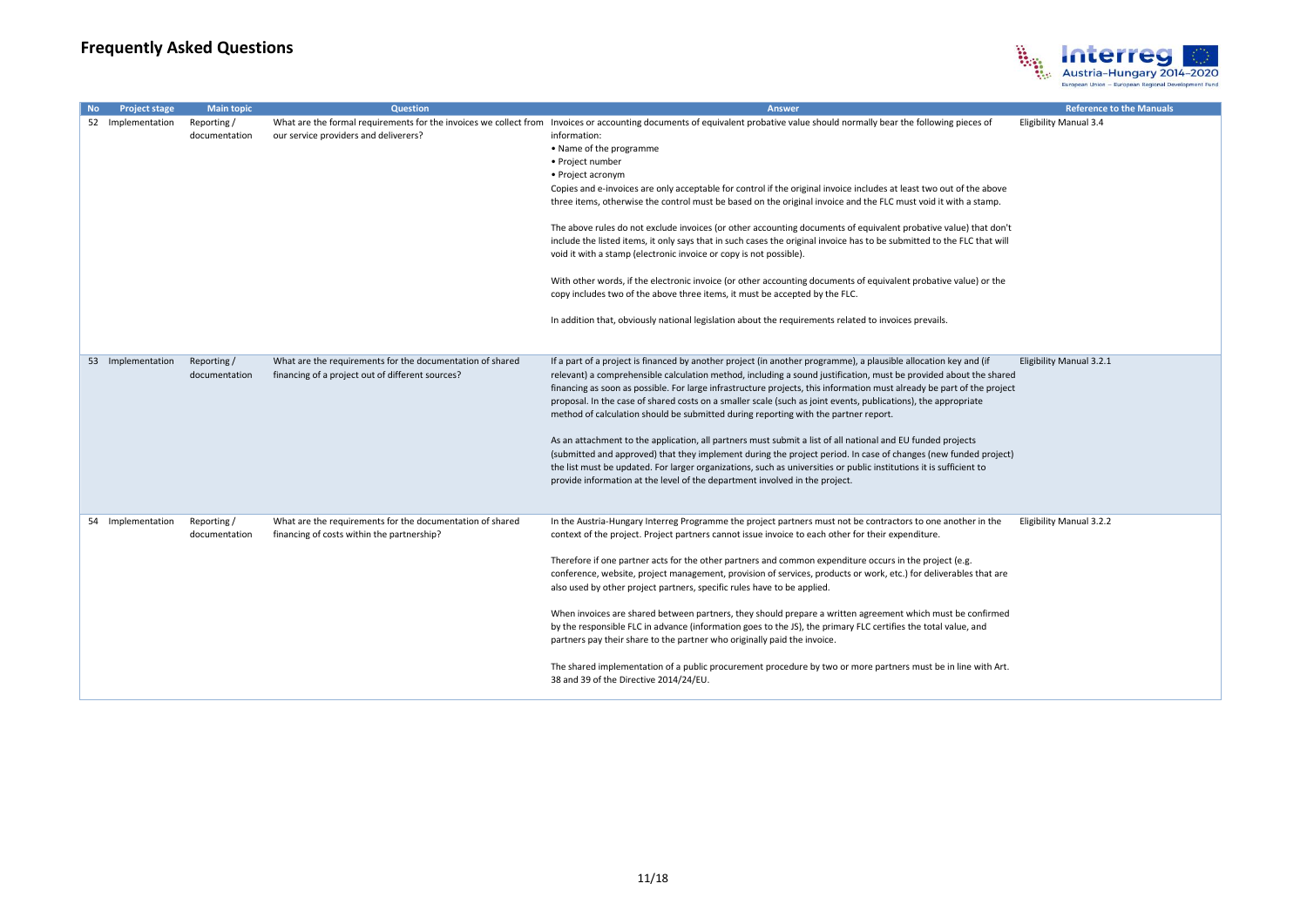# Frequently Asked Questions

| No | Project stage | Main topic | Question | Answer | Reference to the Manuals |
|---|---|---|---|---|---|
| 52 | Implementation | Reporting / documentation | What are the formal requirements for the invoices we collect from our service providers and deliverers? | Invoices or accounting documents of equivalent probative value should normally bear the following pieces of information:<br>• Name of the programme<br>• Project number<br>• Project acronym<br>Copies and e-invoices are only acceptable for control if the original invoice includes at least two out of the above three items, otherwise the control must be based on the original invoice and the FLC must void it with a stamp.<br><br>The above rules do not exclude invoices (or other accounting documents of equivalent probative value) that don't include the listed items, it only says that in such cases the original invoice has to be submitted to the FLC that will void it with a stamp (electronic invoice or copy is not possible).<br><br>With other words, if the electronic invoice (or other accounting documents of equivalent probative value) or the copy includes two of the above three items, it must be accepted by the FLC.<br><br>In addition that, obviously national legislation about the requirements related to invoices prevails. | Eligibility Manual 3.4 |
| 53 | Implementation | Reporting / documentation | What are the requirements for the documentation of shared financing of a project out of different sources? | If a part of a project is financed by another project (in another programme), a plausible allocation key and (if relevant) a comprehensible calculation method, including a sound justification, must be provided about the shared financing as soon as possible. For large infrastructure projects, this information must already be part of the project proposal. In the case of shared costs on a smaller scale (such as joint events, publications), the appropriate method of calculation should be submitted during reporting with the partner report.<br><br>As an attachment to the application, all partners must submit a list of all national and EU funded projects (submitted and approved) that they implement during the project period. In case of changes (new funded project) the list must be updated. For larger organizations, such as universities or public institutions it is sufficient to provide information at the level of the department involved in the project. | Eligibility Manual 3.2.1 |
| 54 | Implementation | Reporting / documentation | What are the requirements for the documentation of shared financing of costs within the partnership? | In the Austria-Hungary Interreg Programme the project partners must not be contractors to one another in the context of the project. Project partners cannot issue invoice to each other for their expenditure.<br><br>Therefore if one partner acts for the other partners and common expenditure occurs in the project (e.g. conference, website, project management, provision of services, products or work, etc.) for deliverables that are also used by other project partners, specific rules have to be applied.<br><br>When invoices are shared between partners, they should prepare a written agreement which must be confirmed by the responsible FLC in advance (information goes to the JS), the primary FLC certifies the total value, and partners pay their share to the partner who originally paid the invoice.<br><br>The shared implementation of a public procurement procedure by two or more partners must be in line with Art. 38 and 39 of the Directive 2014/24/EU. | Eligibility Manual 3.2.2 |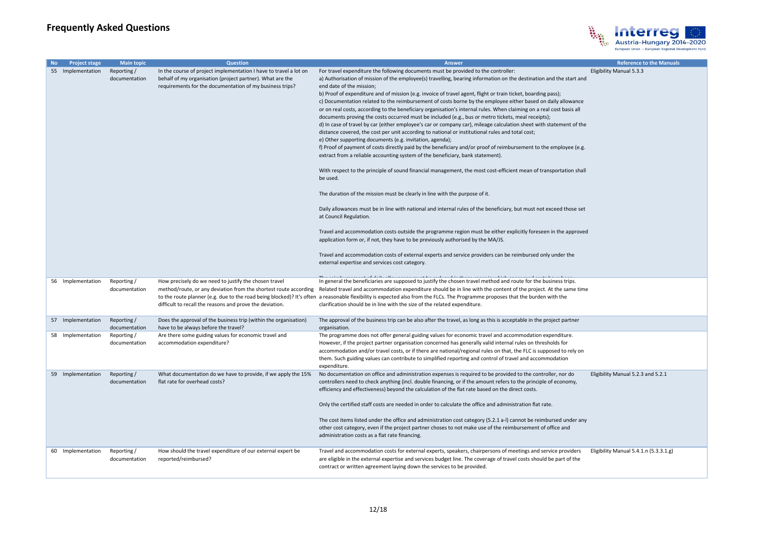## Frequently Asked Questions

| No | Project stage | Main topic | Question | Answer | Reference to the Manuals |
|---|---|---|---|---|---|
| 55 | Implementation | Reporting / documentation | In the course of project implementation I have to travel a lot on behalf of my organisation (project partner). What are the requirements for the documentation of my business trips? | For travel expenditure the following documents must be provided to the controller:<br>a) Authorisation of mission of the employee(s) travelling, bearing information on the destination and the start and end date of the mission;<br>b) Proof of expenditure and of mission (e.g. invoice of travel agent, flight or train ticket, boarding pass);<br>c) Documentation related to the reimbursement of costs borne by the employee either based on daily allowance or on real costs, according to the beneficiary organisation's internal rules. When claiming on a real cost basis all documents proving the costs occurred must be included (e.g., bus or metro tickets, meal receipts);<br>d) In case of travel by car (either employee's car or company car), mileage calculation sheet with statement of the distance covered, the cost per unit according to national or institutional rules and total cost;<br>e) Other supporting documents (e.g. invitation, agenda);<br>f) Proof of payment of costs directly paid by the beneficiary and/or proof of reimbursement to the employee (e.g. extract from a reliable accounting system of the beneficiary, bank statement).<br><br>With respect to the principle of sound financial management, the most cost-efficient mean of transportation shall be used.<br><br>The duration of the mission must be clearly in line with the purpose of it.<br><br>Daily allowances must be in line with national and internal rules of the beneficiary, but must not exceed those set at Council Regulation.<br><br>Travel and accommodation costs outside the programme region must be either explicitly foreseen in the approved application form or, if not, they have to be previously authorised by the MA/JS.<br><br>Travel and accommodation costs of external experts and service providers can be reimbursed only under the external expertise and services cost category. | Eligibility Manual 5.3.3 |
| 56 | Implementation | Reporting / documentation | How precisely do we need to justify the chosen travel method/route, or any deviation from the shortest route according to the route planner (e.g. due to the road being blocked)? It's often difficult to recall the reasons and prove the deviation. | In general the beneficiaries are supposed to justify the chosen travel method and route for the business trips. Related travel and accommodation expenditure should be in line with the content of the project. At the same time a reasonable flexibility is expected also from the FLCs. The Programme proposes that the burden with the clarification should be in line with the size of the related expenditure. | |
| 57 | Implementation | Reporting / documentation | Does the approval of the business trip (within the organisation) have to be always before the travel? | The approval of the business trip can be also after the travel, as long as this is acceptable in the project partner organisation. | |
| 58 | Implementation | Reporting / documentation | Are there some guiding values for economic travel and accommodation expenditure? | The programme does not offer general guiding values for economic travel and accommodation expenditure. However, if the project partner organisation concerned has generally valid internal rules on thresholds for accommodation and/or travel costs, or if there are national/regional rules on that, the FLC is supposed to rely on them. Such guiding values can contribute to simplified reporting and control of travel and accommodation expenditure. | |
| 59 | Implementation | Reporting / documentation | What documentation do we have to provide, if we apply the 15% flat rate for overhead costs? | No documentation on office and administration expenses is required to be provided to the controller, nor do controllers need to check anything (incl. double financing, or if the amount refers to the principle of economy, efficiency and effectiveness) beyond the calculation of the flat rate based on the direct costs.<br><br>Only the certified staff costs are needed in order to calculate the office and administration flat rate.<br><br>The cost items listed under the office and administration cost category (5.2.1 a-l) cannot be reimbursed under any other cost category, even if the project partner choses to not make use of the reimbursement of office and administration costs as a flat rate financing. | Eligibility Manual 5.2.3 and 5.2.1 |
| 60 | Implementation | Reporting / documentation | How should the travel expenditure of our external expert be reported/reimbursed? | Travel and accommodation costs for external experts, speakers, chairpersons of meetings and service providers are eligible in the external expertise and services budget line. The coverage of travel costs should be part of the contract or written agreement laying down the services to be provided. | Eligibility Manual 5.4.1.n (5.3.3.1.g) |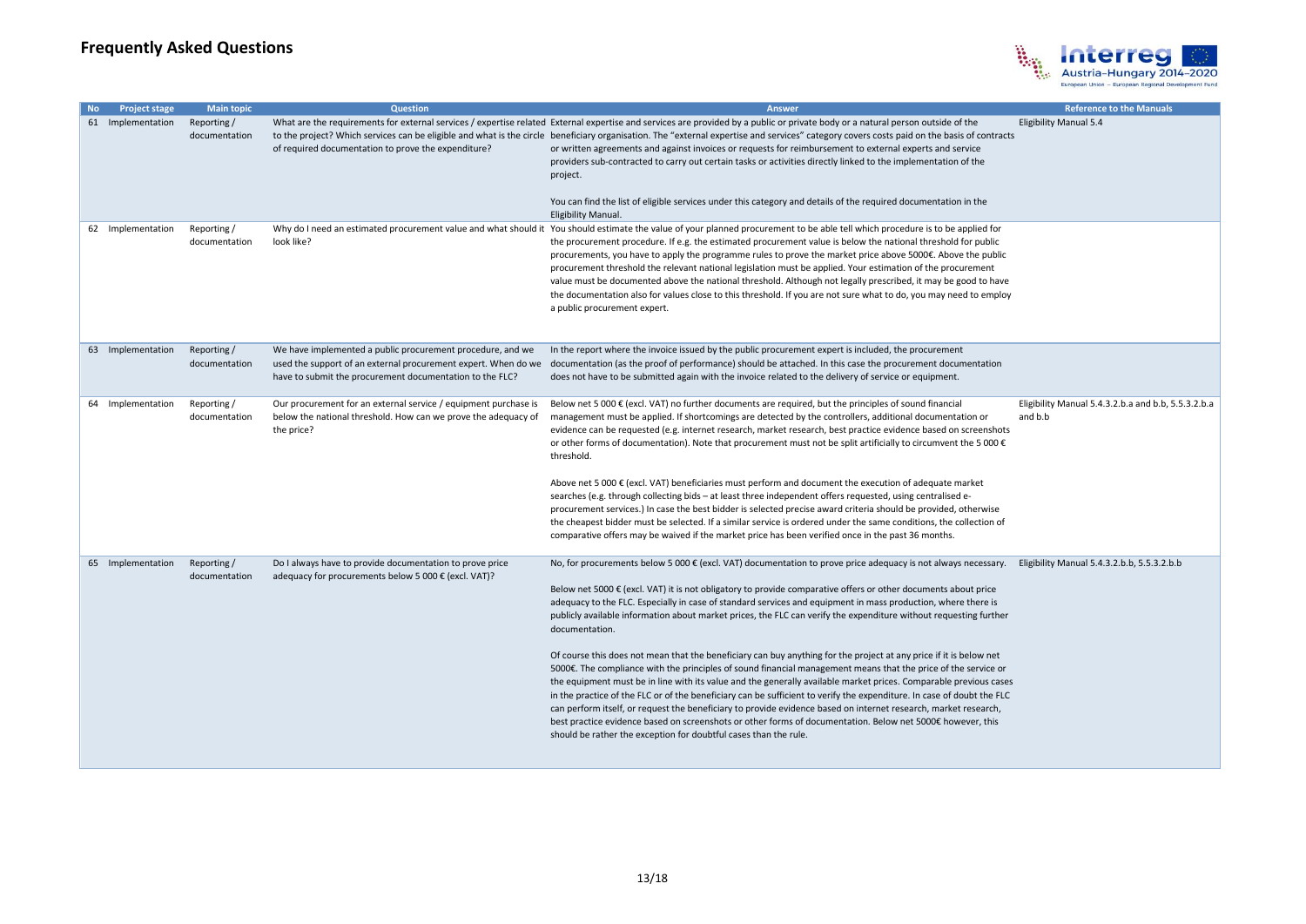# Frequently Asked Questions

| No | Project stage | Main topic | Question | Answer | Reference to the Manuals |
|---|---|---|---|---|---|
| 61 | Implementation | Reporting / documentation | What are the requirements for external services / expertise related to the project? Which services can be eligible and what is the circle of required documentation to prove the expenditure? | External expertise and services are provided by a public or private body or a natural person outside of the beneficiary organisation. The "external expertise and services" category covers costs paid on the basis of contracts or written agreements and against invoices or requests for reimbursement to external experts and service providers sub-contracted to carry out certain tasks or activities directly linked to the implementation of the project.<br><br>You can find the list of eligible services under this category and details of the required documentation in the Eligibility Manual. | Eligibility Manual 5.4 |
| 62 | Implementation | Reporting / documentation | Why do I need an estimated procurement value and what should it look like? | You should estimate the value of your planned procurement to be able tell which procedure is to be applied for the procurement procedure. If e.g. the estimated procurement value is below the national threshold for public procurements, you have to apply the programme rules to prove the market price above 5000€. Above the public procurement threshold the relevant national legislation must be applied. Your estimation of the procurement value must be documented above the national threshold. Although not legally prescribed, it may be good to have the documentation also for values close to this threshold. If you are not sure what to do, you may need to employ a public procurement expert. | |
| 63 | Implementation | Reporting / documentation | We have implemented a public procurement procedure, and we used the support of an external procurement expert. When do we have to submit the procurement documentation to the FLC? | In the report where the invoice issued by the public procurement expert is included, the procurement documentation (as the proof of performance) should be attached. In this case the procurement documentation does not have to be submitted again with the invoice related to the delivery of service or equipment. | |
| 64 | Implementation | Reporting / documentation | Our procurement for an external service / equipment purchase is below the national threshold. How can we prove the adequacy of the price? | Below net 5 000 € (excl. VAT) no further documents are required, but the principles of sound financial management must be applied. If shortcomings are detected by the controllers, additional documentation or evidence can be requested (e.g. internet research, market research, best practice evidence based on screenshots or other forms of documentation). Note that procurement must not be split artificially to circumvent the 5 000 € threshold.<br><br>Above net 5 000 € (excl. VAT) beneficiaries must perform and document the execution of adequate market searches (e.g. through collecting bids – at least three independent offers requested, using centralised e-procurement services.) In case the best bidder is selected precise award criteria should be provided, otherwise the cheapest bidder must be selected. If a similar service is ordered under the same conditions, the collection of comparative offers may be waived if the market price has been verified once in the past 36 months. | Eligibility Manual 5.4.3.2.b.a and b.b, 5.5.3.2.b.a and b.b |
| 65 | Implementation | Reporting / documentation | Do I always have to provide documentation to prove price adequacy for procurements below 5 000 € (excl. VAT)? | No, for procurements below 5 000 € (excl. VAT) documentation to prove price adequacy is not always necessary.<br><br>Below net 5000 € (excl. VAT) it is not obligatory to provide comparative offers or other documents about price adequacy to the FLC. Especially in case of standard services and equipment in mass production, where there is publicly available information about market prices, the FLC can verify the expenditure without requesting further documentation.<br><br>Of course this does not mean that the beneficiary can buy anything for the project at any price if it is below net 5000€. The compliance with the principles of sound financial management means that the price of the service or the equipment must be in line with its value and the generally available market prices. Comparable previous cases in the practice of the FLC or of the beneficiary can be sufficient to verify the expenditure. In case of doubt the FLC can perform itself, or request the beneficiary to provide evidence based on internet research, market research, best practice evidence based on screenshots or other forms of documentation. Below net 5000€ however, this should be rather the exception for doubtful cases than the rule. | Eligibility Manual 5.4.3.2.b.b, 5.5.3.2.b.b |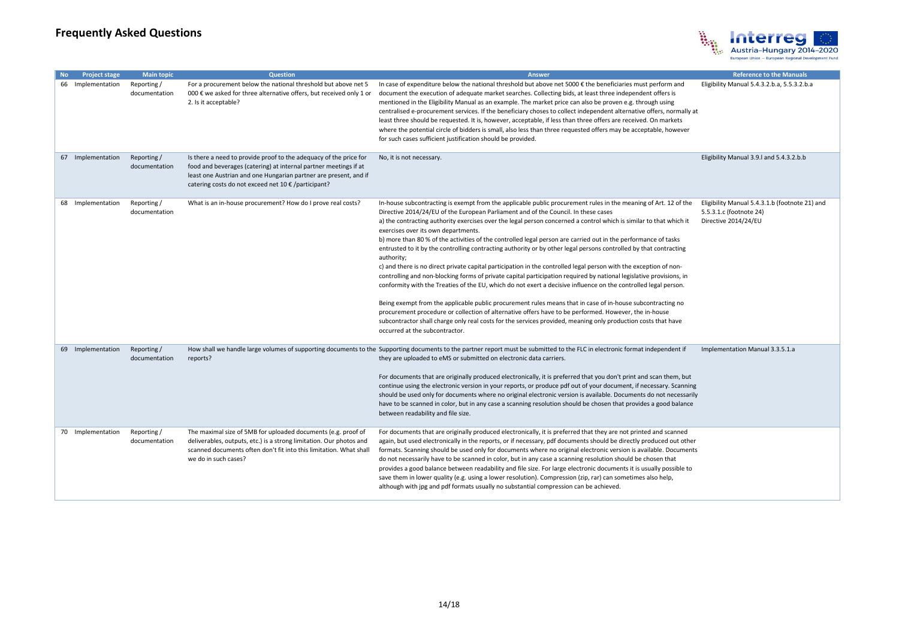# Frequently Asked Questions

| No | Project stage | Main topic | Question | Answer | Reference to the Manuals |
|---|---|---|---|---|---|
| 66 | Implementation | Reporting / documentation | For a procurement below the national threshold but above net 5 000 € we asked for three alternative offers, but received only 1 or 2. Is it acceptable? | In case of expenditure below the national threshold but above net 5000 € the beneficiaries must perform and document the execution of adequate market searches. Collecting bids, at least three independent offers is mentioned in the Eligibility Manual as an example. The market price can also be proven e.g. through using centralised e-procurement services. If the beneficiary choses to collect independent alternative offers, normally at least three should be requested. It is, however, acceptable, if less than three offers are received. On markets where the potential circle of bidders is small, also less than three requested offers may be acceptable, however for such cases sufficient justification should be provided. | Eligibility Manual 5.4.3.2.b.a, 5.5.3.2.b.a |
| 67 | Implementation | Reporting / documentation | Is there a need to provide proof to the adequacy of the price for food and beverages (catering) at internal partner meetings if at least one Austrian and one Hungarian partner are present, and if catering costs do not exceed net 10 € /participant? | No, it is not necessary. | Eligibility Manual 3.9.l and 5.4.3.2.b.b |
| 68 | Implementation | Reporting / documentation | What is an in-house procurement? How do I prove real costs? | In-house subcontracting is exempt from the applicable public procurement rules in the meaning of Art. 12 of the Directive 2014/24/EU of the European Parliament and of the Council. In these cases<br>a) the contracting authority exercises over the legal person concerned a control which is similar to that which it exercises over its own departments.<br>b) more than 80 % of the activities of the controlled legal person are carried out in the performance of tasks entrusted to it by the controlling contracting authority or by other legal persons controlled by that contracting authority;<br>c) and there is no direct private capital participation in the controlled legal person with the exception of non-controlling and non-blocking forms of private capital participation required by national legislative provisions, in conformity with the Treaties of the EU, which do not exert a decisive influence on the controlled legal person.<br><br>Being exempt from the applicable public procurement rules means that in case of in-house subcontracting no procurement procedure or collection of alternative offers have to be performed. However, the in-house subcontractor shall charge only real costs for the services provided, meaning only production costs that have occurred at the subcontractor. | Eligibility Manual 5.4.3.1.b (footnote 21) and 5.5.3.1.c (footnote 24)<br>Directive 2014/24/EU |
| 69 | Implementation | Reporting / documentation | How shall we handle large volumes of supporting documents to the reports? | Supporting documents to the partner report must be submitted to the FLC in electronic format independent if they are uploaded to eMS or submitted on electronic data carriers.<br><br>For documents that are originally produced electronically, it is preferred that you don't print and scan them, but continue using the electronic version in your reports, or produce pdf out of your document, if necessary. Scanning should be used only for documents where no original electronic version is available. Documents do not necessarily have to be scanned in color, but in any case a scanning resolution should be chosen that provides a good balance between readability and file size. | Implementation Manual 3.3.5.1.a |
| 70 | Implementation | Reporting / documentation | The maximal size of 5MB for uploaded documents (e.g. proof of deliverables, outputs, etc.) is a strong limitation. Our photos and scanned documents often don't fit into this limitation. What shall we do in such cases? | For documents that are originally produced electronically, it is preferred that they are not printed and scanned again, but used electronically in the reports, or if necessary, pdf documents should be directly produced out other formats. Scanning should be used only for documents where no original electronic version is available. Documents do not necessarily have to be scanned in color, but in any case a scanning resolution should be chosen that provides a good balance between readability and file size. For large electronic documents it is usually possible to save them in lower quality (e.g. using a lower resolution). Compression (zip, rar) can sometimes also help, although with jpg and pdf formats usually no substantial compression can be achieved. | |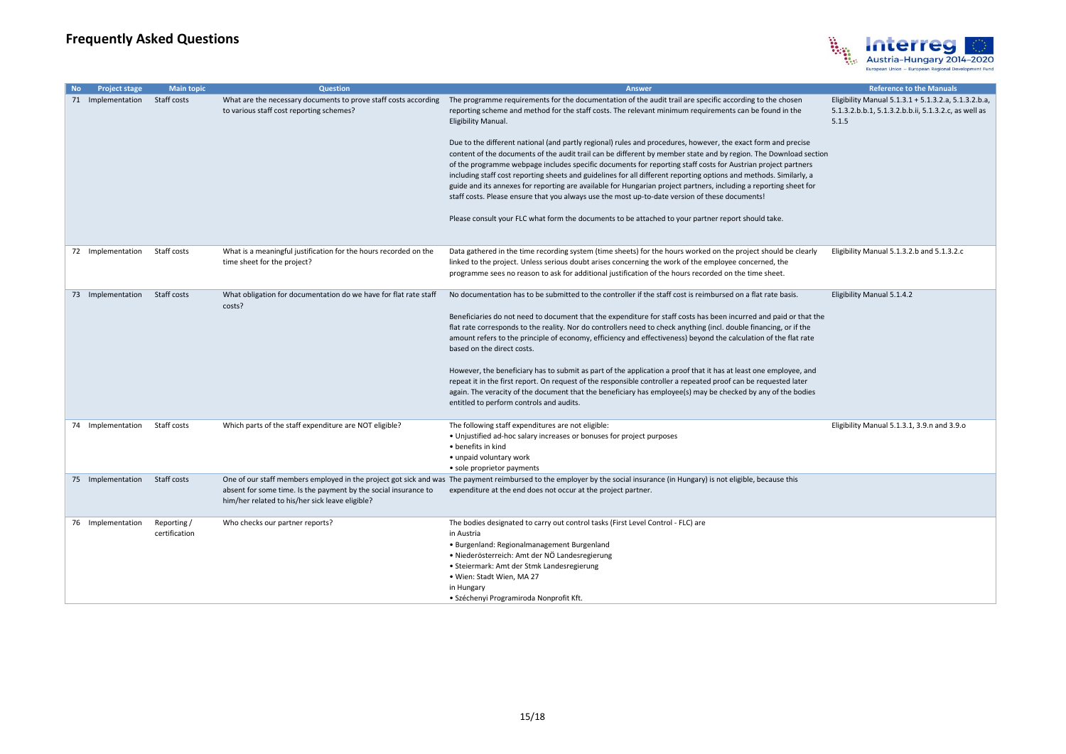# Frequently Asked Questions

| No | Project stage | Main topic | Question | Answer | Reference to the Manuals |
|---|---|---|---|---|---|
| 71 | Implementation | Staff costs | What are the necessary documents to prove staff costs according to various staff cost reporting schemes? | The programme requirements for the documentation of the audit trail are specific according to the chosen reporting scheme and method for the staff costs. The relevant minimum requirements can be found in the Eligibility Manual.<br><br>Due to the different national (and partly regional) rules and procedures, however, the exact form and precise content of the documents of the audit trail can be different by member state and by region. The Download section of the programme webpage includes specific documents for reporting staff costs for Austrian project partners including staff cost reporting sheets and guidelines for all different reporting options and methods. Similarly, a guide and its annexes for reporting are available for Hungarian project partners, including a reporting sheet for staff costs. Please ensure that you always use the most up-to-date version of these documents!<br><br>Please consult your FLC what form the documents to be attached to your partner report should take. | Eligibility Manual 5.1.3.1 + 5.1.3.2.a, 5.1.3.2.b.a, 5.1.3.2.b.b.1, 5.1.3.2.b.b.ii, 5.1.3.2.c, as well as 5.1.5 |
| 72 | Implementation | Staff costs | What is a meaningful justification for the hours recorded on the time sheet for the project? | Data gathered in the time recording system (time sheets) for the hours worked on the project should be clearly linked to the project. Unless serious doubt arises concerning the work of the employee concerned, the programme sees no reason to ask for additional justification of the hours recorded on the time sheet. | Eligibility Manual 5.1.3.2.b and 5.1.3.2.c |
| 73 | Implementation | Staff costs | What obligation for documentation do we have for flat rate staff costs? | No documentation has to be submitted to the controller if the staff cost is reimbursed on a flat rate basis.<br><br>Beneficiaries do not need to document that the expenditure for staff costs has been incurred and paid or that the flat rate corresponds to the reality. Nor do controllers need to check anything (incl. double financing, or if the amount refers to the principle of economy, efficiency and effectiveness) beyond the calculation of the flat rate based on the direct costs.<br><br>However, the beneficiary has to submit as part of the application a proof that it has at least one employee, and repeat it in the first report. On request of the responsible controller a repeated proof can be requested later again. The veracity of the document that the beneficiary has employee(s) may be checked by any of the bodies entitled to perform controls and audits. | Eligibility Manual 5.1.4.2 |
| 74 | Implementation | Staff costs | Which parts of the staff expenditure are NOT eligible? | The following staff expenditures are not eligible:<br>• Unjustified ad-hoc salary increases or bonuses for project purposes<br>• benefits in kind<br>• unpaid voluntary work<br>• sole proprietor payments | Eligibility Manual 5.1.3.1, 3.9.n and 3.9.o |
| 75 | Implementation | Staff costs | One of our staff members employed in the project got sick and was absent for some time. Is the payment by the social insurance to him/her related to his/her sick leave eligible? | The payment reimbursed to the employer by the social insurance (in Hungary) is not eligible, because this expenditure at the end does not occur at the project partner. | |
| 76 | Implementation | Reporting / certification | Who checks our partner reports? | The bodies designated to carry out control tasks (First Level Control - FLC) are<br>in Austria<br>• Burgenland: Regionalmanagement Burgenland<br>• Niederösterreich: Amt der NÖ Landesregierung<br>• Steiermark: Amt der Stmk Landesregierung<br>• Wien: Stadt Wien, MA 27<br>in Hungary<br>• Széchenyi Programiroda Nonprofit Kft. | |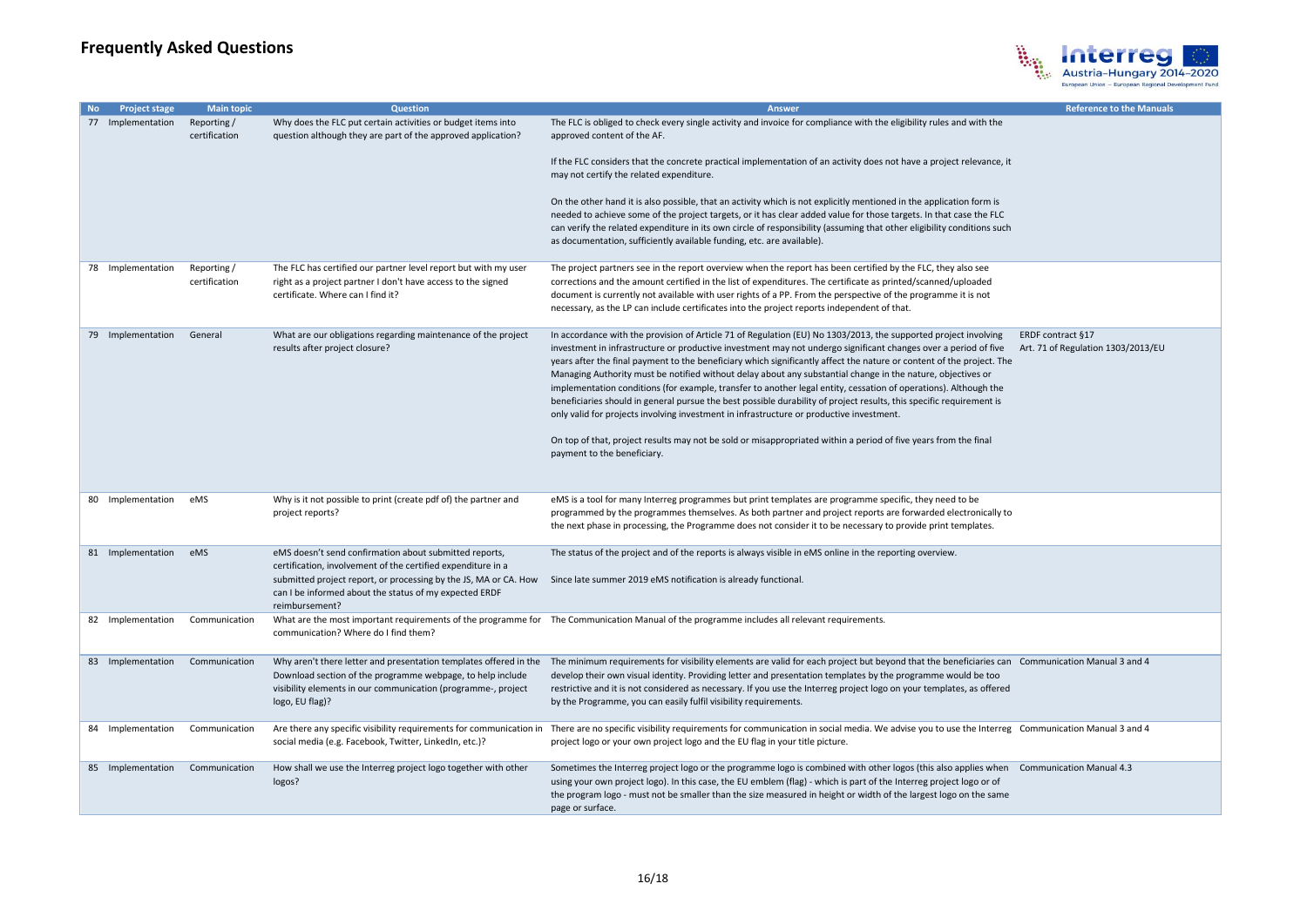# Frequently Asked Questions

| No | Project stage | Main topic | Question | Answer | Reference to the Manuals |
|---|---|---|---|---|---|
| 77 | Implementation | Reporting / certification | Why does the FLC put certain activities or budget items into question although they are part of the approved application? | The FLC is obliged to check every single activity and invoice for compliance with the eligibility rules and with the approved content of the AF.<br><br>If the FLC considers that the concrete practical implementation of an activity does not have a project relevance, it may not certify the related expenditure.<br><br>On the other hand it is also possible, that an activity which is not explicitly mentioned in the application form is needed to achieve some of the project targets, or it has clear added value for those targets. In that case the FLC can verify the related expenditure in its own circle of responsibility (assuming that other eligibility conditions such as documentation, sufficiently available funding, etc. are available). | |
| 78 | Implementation | Reporting / certification | The FLC has certified our partner level report but with my user right as a project partner I don't have access to the signed certificate. Where can I find it? | The project partners see in the report overview when the report has been certified by the FLC, they also see corrections and the amount certified in the list of expenditures. The certificate as printed/scanned/uploaded document is currently not available with user rights of a PP. From the perspective of the programme it is not necessary, as the LP can include certificates into the project reports independent of that. | |
| 79 | Implementation | General | What are our obligations regarding maintenance of the project results after project closure? | In accordance with the provision of Article 71 of Regulation (EU) No 1303/2013, the supported project involving investment in infrastructure or productive investment may not undergo significant changes over a period of five years after the final payment to the beneficiary which significantly affect the nature or content of the project. The Managing Authority must be notified without delay about any substantial change in the nature, objectives or implementation conditions (for example, transfer to another legal entity, cessation of operations). Although the beneficiaries should in general pursue the best possible durability of project results, this specific requirement is only valid for projects involving investment in infrastructure or productive investment.<br><br>On top of that, project results may not be sold or misappropriated within a period of five years from the final payment to the beneficiary. | ERDF contract §17<br>Art. 71 of Regulation 1303/2013/EU |
| 80 | Implementation | eMS | Why is it not possible to print (create pdf of) the partner and project reports? | eMS is a tool for many Interreg programmes but print templates are programme specific, they need to be programmed by the programmes themselves. As both partner and project reports are forwarded electronically to the next phase in processing, the Programme does not consider it to be necessary to provide print templates. | |
| 81 | Implementation | eMS | eMS doesn't send confirmation about submitted reports, certification, involvement of the certified expenditure in a submitted project report, or processing by the JS, MA or CA. How can I be informed about the status of my expected ERDF reimbursement? | The status of the project and of the reports is always visible in eMS online in the reporting overview.<br><br>Since late summer 2019 eMS notification is already functional. | |
| 82 | Implementation | Communication | What are the most important requirements of the programme for communication? Where do I find them? | The Communication Manual of the programme includes all relevant requirements. | |
| 83 | Implementation | Communication | Why aren't there letter and presentation templates offered in the Download section of the programme webpage, to help include visibility elements in our communication (programme-, project logo, EU flag)? | The minimum requirements for visibility elements are valid for each project but beyond that the beneficiaries can develop their own visual identity. Providing letter and presentation templates by the programme would be too restrictive and it is not considered as necessary. If you use the Interreg project logo on your templates, as offered by the Programme, you can easily fulfil visibility requirements. | Communication Manual 3 and 4 |
| 84 | Implementation | Communication | Are there any specific visibility requirements for communication in social media (e.g. Facebook, Twitter, LinkedIn, etc.)? | There are no specific visibility requirements for communication in social media. We advise you to use the Interreg project logo or your own project logo and the EU flag in your title picture. | Communication Manual 3 and 4 |
| 85 | Implementation | Communication | How shall we use the Interreg project logo together with other logos? | Sometimes the Interreg project logo or the programme logo is combined with other logos (this also applies when using your own project logo). In this case, the EU emblem (flag) - which is part of the Interreg project logo or of the program logo - must not be smaller than the size measured in height or width of the largest logo on the same page or surface. | Communication Manual 4.3 |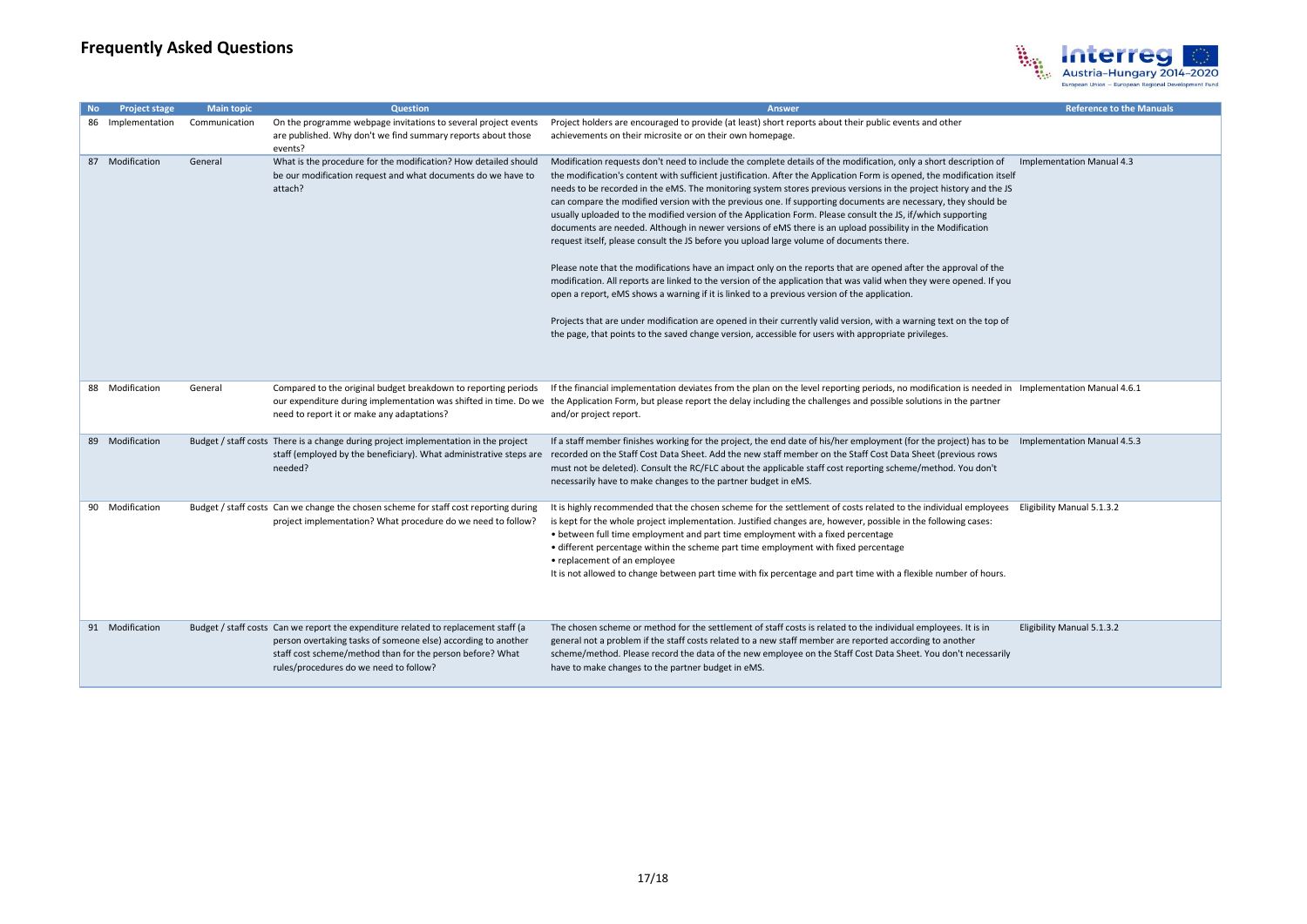# Frequently Asked Questions

| No | Project stage | Main topic | Question | Answer | Reference to the Manuals |
|---|---|---|---|---|---|
| 86 | Implementation | Communication | On the programme webpage invitations to several project events are published. Why don't we find summary reports about those events? | Project holders are encouraged to provide (at least) short reports about their public events and other achievements on their microsite or on their own homepage. | |
| 87 | Modification | General | What is the procedure for the modification? How detailed should be our modification request and what documents do we have to attach? | Modification requests don't need to include the complete details of the modification, only a short description of the modification's content with sufficient justification. After the Application Form is opened, the modification itself needs to be recorded in the eMS. The monitoring system stores previous versions in the project history and the JS can compare the modified version with the previous one. If supporting documents are necessary, they should be usually uploaded to the modified version of the Application Form. Please consult the JS, if/which supporting documents are needed. Although in newer versions of eMS there is an upload possibility in the Modification request itself, please consult the JS before you upload large volume of documents there.<br><br>Please note that the modifications have an impact only on the reports that are opened after the approval of the modification. All reports are linked to the version of the application that was valid when they were opened. If you open a report, eMS shows a warning if it is linked to a previous version of the application.<br><br>Projects that are under modification are opened in their currently valid version, with a warning text on the top of the page, that points to the saved change version, accessible for users with appropriate privileges. | Implementation Manual 4.3 |
| 88 | Modification | General | Compared to the original budget breakdown to reporting periods our expenditure during implementation was shifted in time. Do we need to report it or make any adaptations? | If the financial implementation deviates from the plan on the level reporting periods, no modification is needed in the Application Form, but please report the delay including the challenges and possible solutions in the partner and/or project report. | Implementation Manual 4.6.1 |
| 89 | Modification | Budget / staff costs | There is a change during project implementation in the project staff (employed by the beneficiary). What administrative steps are needed? | If a staff member finishes working for the project, the end date of his/her employment (for the project) has to be recorded on the Staff Cost Data Sheet. Add the new staff member on the Staff Cost Data Sheet (previous rows must not be deleted). Consult the RC/FLC about the applicable staff cost reporting scheme/method. You don't necessarily have to make changes to the partner budget in eMS. | Implementation Manual 4.5.3 |
| 90 | Modification | Budget / staff costs | Can we change the chosen scheme for staff cost reporting during project implementation? What procedure do we need to follow? | It is highly recommended that the chosen scheme for the settlement of costs related to the individual employees is kept for the whole project implementation. Justified changes are, however, possible in the following cases:<br>• between full time employment and part time employment with a fixed percentage<br>• different percentage within the scheme part time employment with fixed percentage<br>• replacement of an employee<br>It is not allowed to change between part time with fix percentage and part time with a flexible number of hours. | Eligibility Manual 5.1.3.2 |
| 91 | Modification | Budget / staff costs | Can we report the expenditure related to replacement staff (a person overtaking tasks of someone else) according to another staff cost scheme/method than for the person before? What rules/procedures do we need to follow? | The chosen scheme or method for the settlement of staff costs is related to the individual employees. It is in general not a problem if the staff costs related to a new staff member are reported according to another scheme/method. Please record the data of the new employee on the Staff Cost Data Sheet. You don't necessarily have to make changes to the partner budget in eMS. | Eligibility Manual 5.1.3.2 |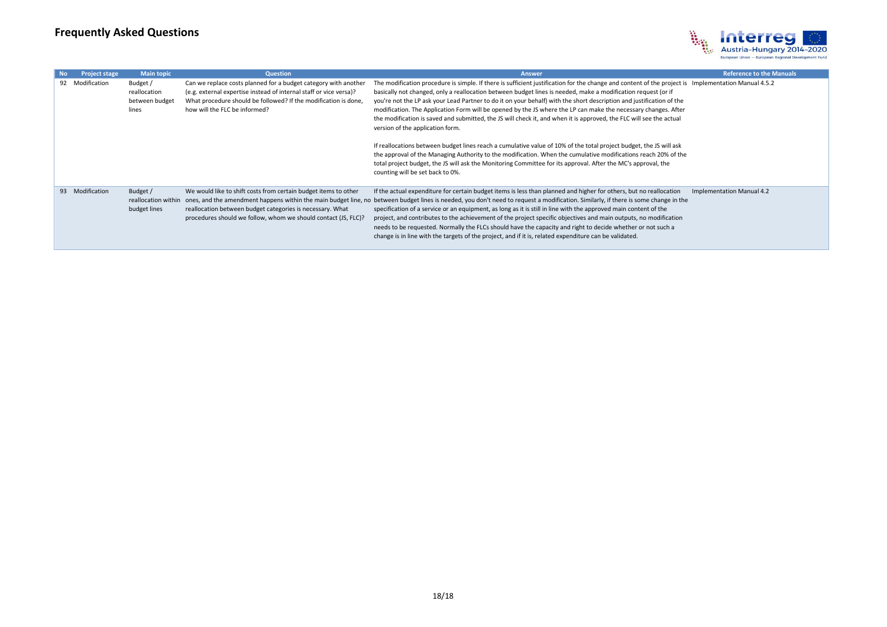# Frequently Asked Questions

| No | Project stage | Main topic | Question | Answer | Reference to the Manuals |
|---|---|---|---|---|---|
| 92 | Modification | Budget / reallocation between budget lines | Can we replace costs planned for a budget category with another (e.g. external expertise instead of internal staff or vice versa)? What procedure should be followed? If the modification is done, how will the FLC be informed? | The modification procedure is simple. If there is sufficient justification for the change and content of the project is basically not changed, only a reallocation between budget lines is needed, make a modification request (or if you're not the LP ask your Lead Partner to do it on your behalf) with the short description and justification of the modification. The Application Form will be opened by the JS where the LP can make the necessary changes. After the modification is saved and submitted, the JS will check it, and when it is approved, the FLC will see the actual version of the application form.<br><br>If reallocations between budget lines reach a cumulative value of 10% of the total project budget, the JS will ask the approval of the Managing Authority to the modification. When the cumulative modifications reach 20% of the total project budget, the JS will ask the Monitoring Committee for its approval. After the MC's approval, the counting will be set back to 0%. | Implementation Manual 4.5.2 |
| 93 | Modification | Budget / reallocation within budget lines | We would like to shift costs from certain budget items to other ones, and the amendment happens within the main budget line, no reallocation between budget categories is necessary. What procedures should we follow, whom we should contact (JS, FLC)? | If the actual expenditure for certain budget items is less than planned and higher for others, but no reallocation between budget lines is needed, you don't need to request a modification. Similarly, if there is some change in the specification of a service or an equipment, as long as it is still in line with the approved main content of the project, and contributes to the achievement of the project specific objectives and main outputs, no modification needs to be requested. Normally the FLCs should have the capacity and right to decide whether or not such a change is in line with the targets of the project, and if it is, related expenditure can be validated. | Implementation Manual 4.2 |